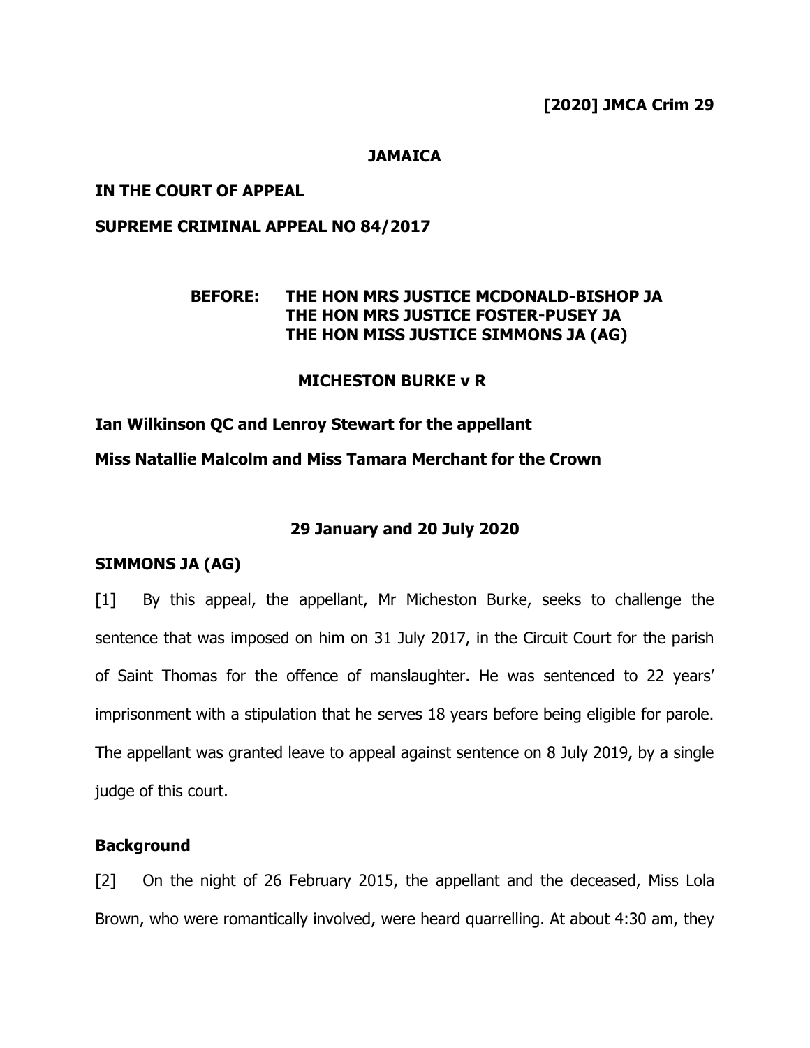**[2020] JMCA Crim 29**

**JAMAICA**

**IN THE COURT OF APPEAL**

**SUPREME CRIMINAL APPEAL NO 84/2017**

**BEFORE: THE HON MRS JUSTICE MCDONALD-BISHOP JA**
**THE HON MRS JUSTICE FOSTER-PUSEY JA**
**THE HON MISS JUSTICE SIMMONS JA (AG)**

**MICHESTON BURKE v R**

**Ian Wilkinson QC and Lenroy Stewart for the appellant**

**Miss Natallie Malcolm and Miss Tamara Merchant for the Crown**

**29 January and 20 July 2020**

**SIMMONS JA (AG)**

[1] By this appeal, the appellant, Mr Micheston Burke, seeks to challenge the sentence that was imposed on him on 31 July 2017, in the Circuit Court for the parish of Saint Thomas for the offence of manslaughter. He was sentenced to 22 years' imprisonment with a stipulation that he serves 18 years before being eligible for parole. The appellant was granted leave to appeal against sentence on 8 July 2019, by a single judge of this court.

**Background**

[2] On the night of 26 February 2015, the appellant and the deceased, Miss Lola Brown, who were romantically involved, were heard quarrelling. At about 4:30 am, they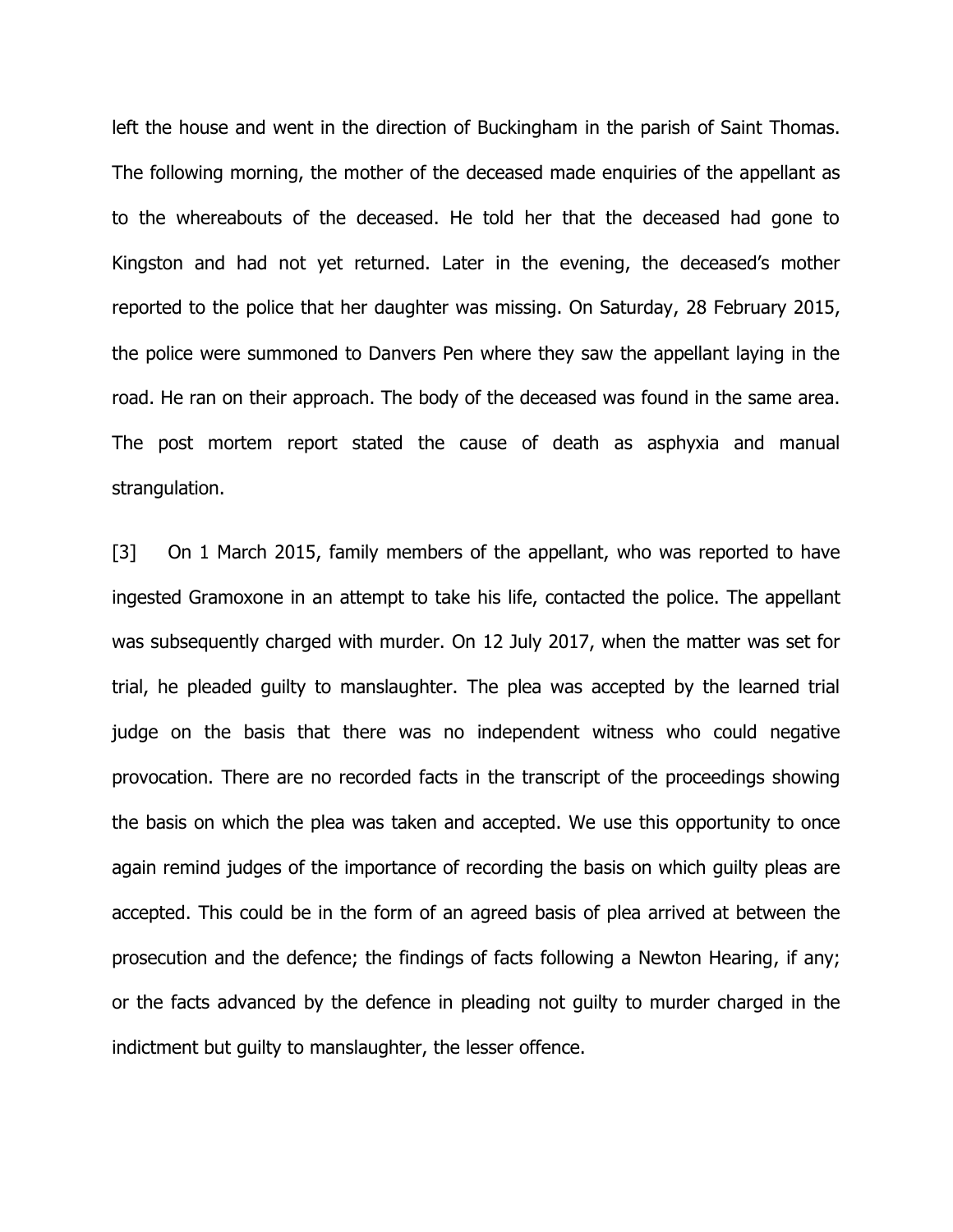left the house and went in the direction of Buckingham in the parish of Saint Thomas. The following morning, the mother of the deceased made enquiries of the appellant as to the whereabouts of the deceased. He told her that the deceased had gone to Kingston and had not yet returned. Later in the evening, the deceased's mother reported to the police that her daughter was missing. On Saturday, 28 February 2015, the police were summoned to Danvers Pen where they saw the appellant laying in the road. He ran on their approach. The body of the deceased was found in the same area. The post mortem report stated the cause of death as asphyxia and manual strangulation.

[3] On 1 March 2015, family members of the appellant, who was reported to have ingested Gramoxone in an attempt to take his life, contacted the police. The appellant was subsequently charged with murder. On 12 July 2017, when the matter was set for trial, he pleaded guilty to manslaughter. The plea was accepted by the learned trial judge on the basis that there was no independent witness who could negative provocation. There are no recorded facts in the transcript of the proceedings showing the basis on which the plea was taken and accepted. We use this opportunity to once again remind judges of the importance of recording the basis on which guilty pleas are accepted. This could be in the form of an agreed basis of plea arrived at between the prosecution and the defence; the findings of facts following a Newton Hearing, if any; or the facts advanced by the defence in pleading not guilty to murder charged in the indictment but guilty to manslaughter, the lesser offence.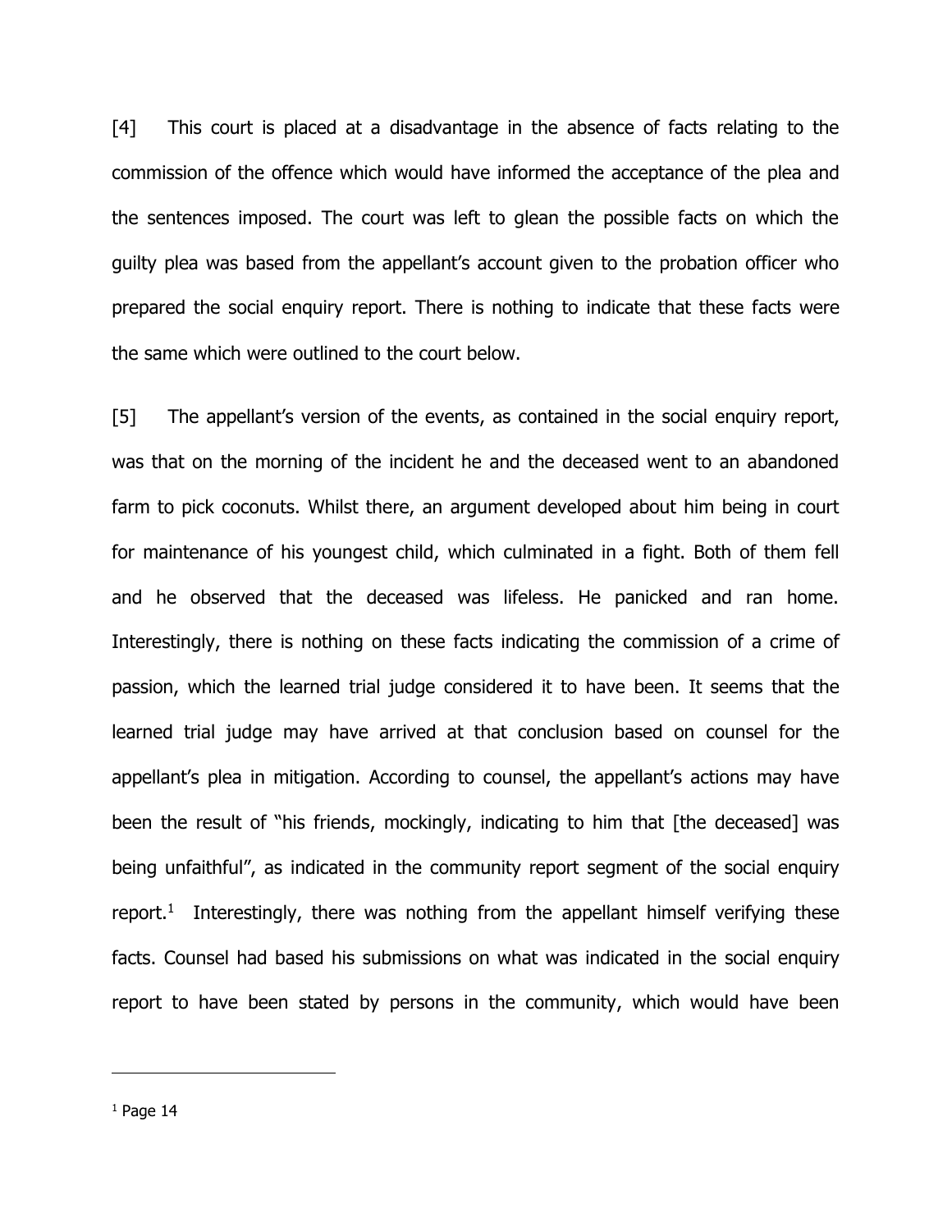[4] This court is placed at a disadvantage in the absence of facts relating to the commission of the offence which would have informed the acceptance of the plea and the sentences imposed. The court was left to glean the possible facts on which the guilty plea was based from the appellant's account given to the probation officer who prepared the social enquiry report. There is nothing to indicate that these facts were the same which were outlined to the court below.

[5] The appellant's version of the events, as contained in the social enquiry report, was that on the morning of the incident he and the deceased went to an abandoned farm to pick coconuts. Whilst there, an argument developed about him being in court for maintenance of his youngest child, which culminated in a fight. Both of them fell and he observed that the deceased was lifeless. He panicked and ran home. Interestingly, there is nothing on these facts indicating the commission of a crime of passion, which the learned trial judge considered it to have been. It seems that the learned trial judge may have arrived at that conclusion based on counsel for the appellant's plea in mitigation. According to counsel, the appellant's actions may have been the result of "his friends, mockingly, indicating to him that [the deceased] was being unfaithful", as indicated in the community report segment of the social enquiry report.[1] Interestingly, there was nothing from the appellant himself verifying these facts. Counsel had based his submissions on what was indicated in the social enquiry report to have been stated by persons in the community, which would have been

---

[1] Page 14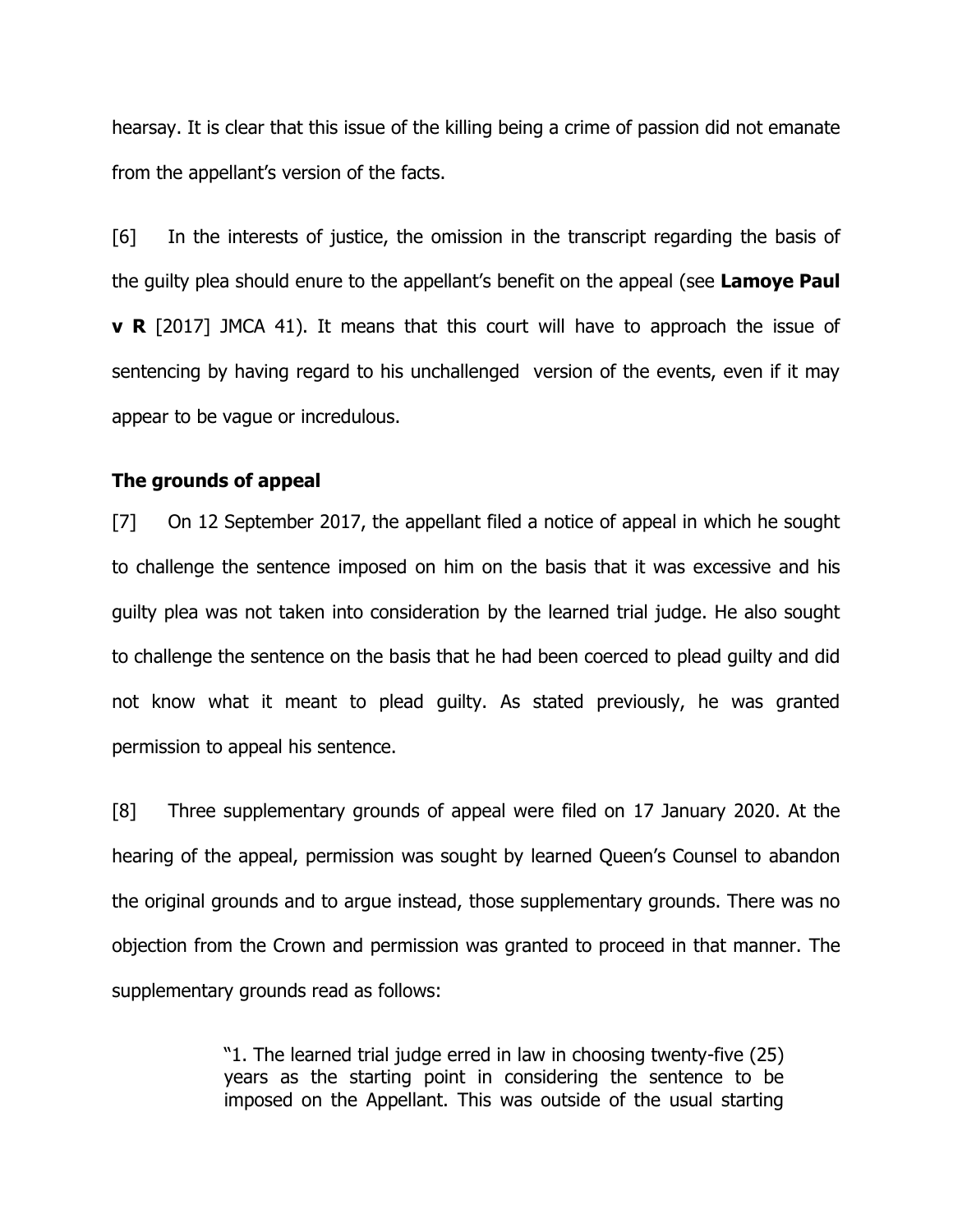hearsay. It is clear that this issue of the killing being a crime of passion did not emanate from the appellant's version of the facts.

[6] In the interests of justice, the omission in the transcript regarding the basis of the guilty plea should enure to the appellant's benefit on the appeal (see **Lamoye Paul v R** [2017] JMCA 41). It means that this court will have to approach the issue of sentencing by having regard to his unchallenged version of the events, even if it may appear to be vague or incredulous.

### The grounds of appeal

[7] On 12 September 2017, the appellant filed a notice of appeal in which he sought to challenge the sentence imposed on him on the basis that it was excessive and his guilty plea was not taken into consideration by the learned trial judge. He also sought to challenge the sentence on the basis that he had been coerced to plead guilty and did not know what it meant to plead guilty. As stated previously, he was granted permission to appeal his sentence.

[8] Three supplementary grounds of appeal were filed on 17 January 2020. At the hearing of the appeal, permission was sought by learned Queen's Counsel to abandon the original grounds and to argue instead, those supplementary grounds. There was no objection from the Crown and permission was granted to proceed in that manner. The supplementary grounds read as follows:

> "1. The learned trial judge erred in law in choosing twenty-five (25) years as the starting point in considering the sentence to be imposed on the Appellant. This was outside of the usual starting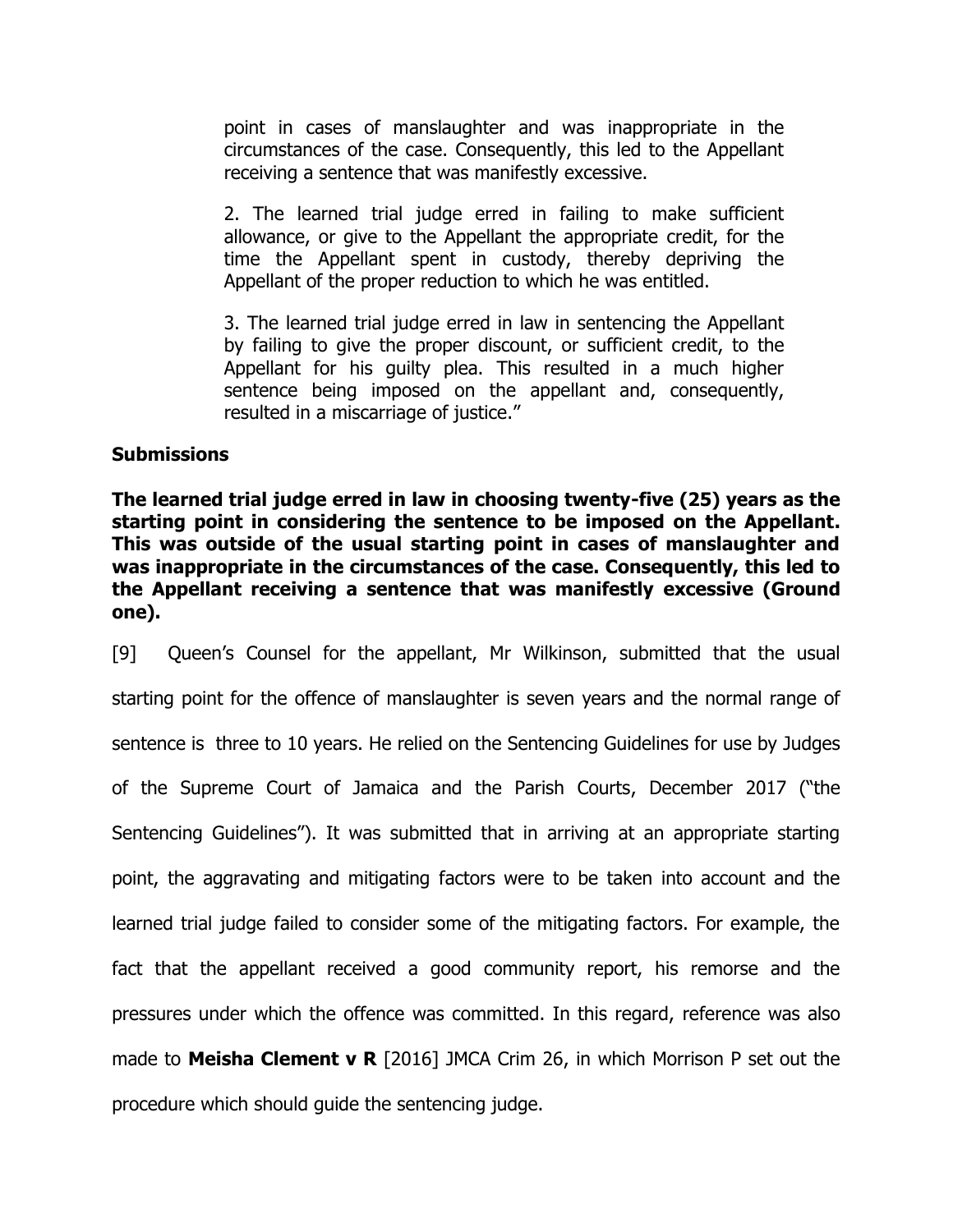point in cases of manslaughter and was inappropriate in the circumstances of the case. Consequently, this led to the Appellant receiving a sentence that was manifestly excessive.

2. The learned trial judge erred in failing to make sufficient allowance, or give to the Appellant the appropriate credit, for the time the Appellant spent in custody, thereby depriving the Appellant of the proper reduction to which he was entitled.

3. The learned trial judge erred in law in sentencing the Appellant by failing to give the proper discount, or sufficient credit, to the Appellant for his guilty plea. This resulted in a much higher sentence being imposed on the appellant and, consequently, resulted in a miscarriage of justice."

## Submissions

**The learned trial judge erred in law in choosing twenty-five (25) years as the starting point in considering the sentence to be imposed on the Appellant. This was outside of the usual starting point in cases of manslaughter and was inappropriate in the circumstances of the case. Consequently, this led to the Appellant receiving a sentence that was manifestly excessive (Ground one).**

[9] Queen's Counsel for the appellant, Mr Wilkinson, submitted that the usual starting point for the offence of manslaughter is seven years and the normal range of sentence is three to 10 years. He relied on the Sentencing Guidelines for use by Judges of the Supreme Court of Jamaica and the Parish Courts, December 2017 ("the Sentencing Guidelines"). It was submitted that in arriving at an appropriate starting point, the aggravating and mitigating factors were to be taken into account and the learned trial judge failed to consider some of the mitigating factors. For example, the fact that the appellant received a good community report, his remorse and the pressures under which the offence was committed. In this regard, reference was also made to **Meisha Clement v R** [2016] JMCA Crim 26, in which Morrison P set out the procedure which should guide the sentencing judge.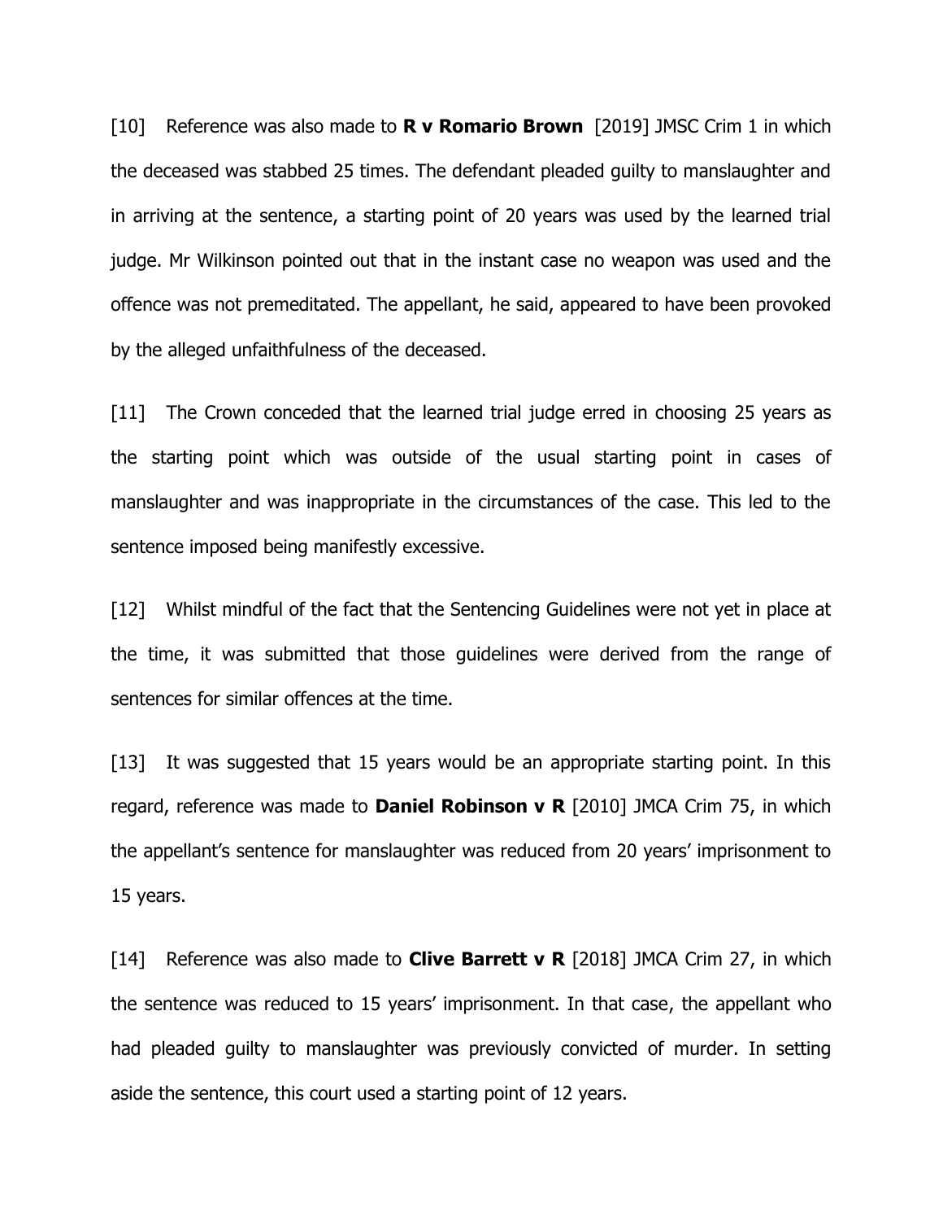[10] Reference was also made to **R v Romario Brown** [2019] JMSC Crim 1 in which the deceased was stabbed 25 times. The defendant pleaded guilty to manslaughter and in arriving at the sentence, a starting point of 20 years was used by the learned trial judge. Mr Wilkinson pointed out that in the instant case no weapon was used and the offence was not premeditated. The appellant, he said, appeared to have been provoked by the alleged unfaithfulness of the deceased.

[11] The Crown conceded that the learned trial judge erred in choosing 25 years as the starting point which was outside of the usual starting point in cases of manslaughter and was inappropriate in the circumstances of the case. This led to the sentence imposed being manifestly excessive.

[12] Whilst mindful of the fact that the Sentencing Guidelines were not yet in place at the time, it was submitted that those guidelines were derived from the range of sentences for similar offences at the time.

[13] It was suggested that 15 years would be an appropriate starting point. In this regard, reference was made to **Daniel Robinson v R** [2010] JMCA Crim 75, in which the appellant's sentence for manslaughter was reduced from 20 years' imprisonment to 15 years.

[14] Reference was also made to **Clive Barrett v R** [2018] JMCA Crim 27, in which the sentence was reduced to 15 years' imprisonment. In that case, the appellant who had pleaded guilty to manslaughter was previously convicted of murder. In setting aside the sentence, this court used a starting point of 12 years.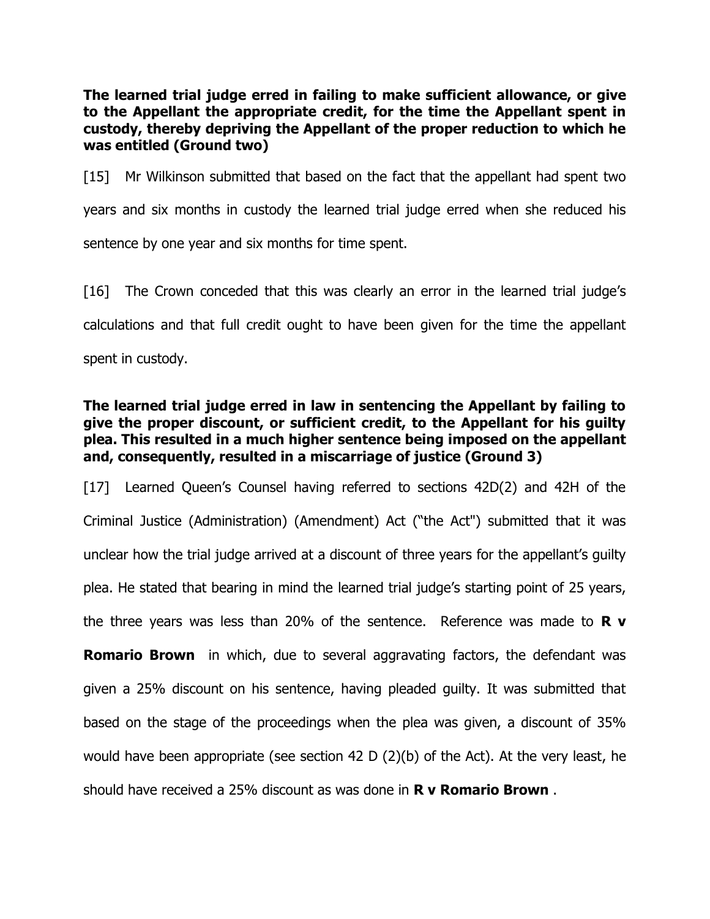**The learned trial judge erred in failing to make sufficient allowance, or give to the Appellant the appropriate credit, for the time the Appellant spent in custody, thereby depriving the Appellant of the proper reduction to which he was entitled (Ground two)**

[15] Mr Wilkinson submitted that based on the fact that the appellant had spent two years and six months in custody the learned trial judge erred when she reduced his sentence by one year and six months for time spent.

[16] The Crown conceded that this was clearly an error in the learned trial judge's calculations and that full credit ought to have been given for the time the appellant spent in custody.

**The learned trial judge erred in law in sentencing the Appellant by failing to give the proper discount, or sufficient credit, to the Appellant for his guilty plea. This resulted in a much higher sentence being imposed on the appellant and, consequently, resulted in a miscarriage of justice (Ground 3)**

[17] Learned Queen's Counsel having referred to sections 42D(2) and 42H of the Criminal Justice (Administration) (Amendment) Act ("the Act") submitted that it was unclear how the trial judge arrived at a discount of three years for the appellant's guilty plea. He stated that bearing in mind the learned trial judge's starting point of 25 years, the three years was less than 20% of the sentence. Reference was made to **R v Romario Brown** in which, due to several aggravating factors, the defendant was given a 25% discount on his sentence, having pleaded guilty. It was submitted that based on the stage of the proceedings when the plea was given, a discount of 35% would have been appropriate (see section 42 D (2)(b) of the Act). At the very least, he should have received a 25% discount as was done in **R v Romario Brown** .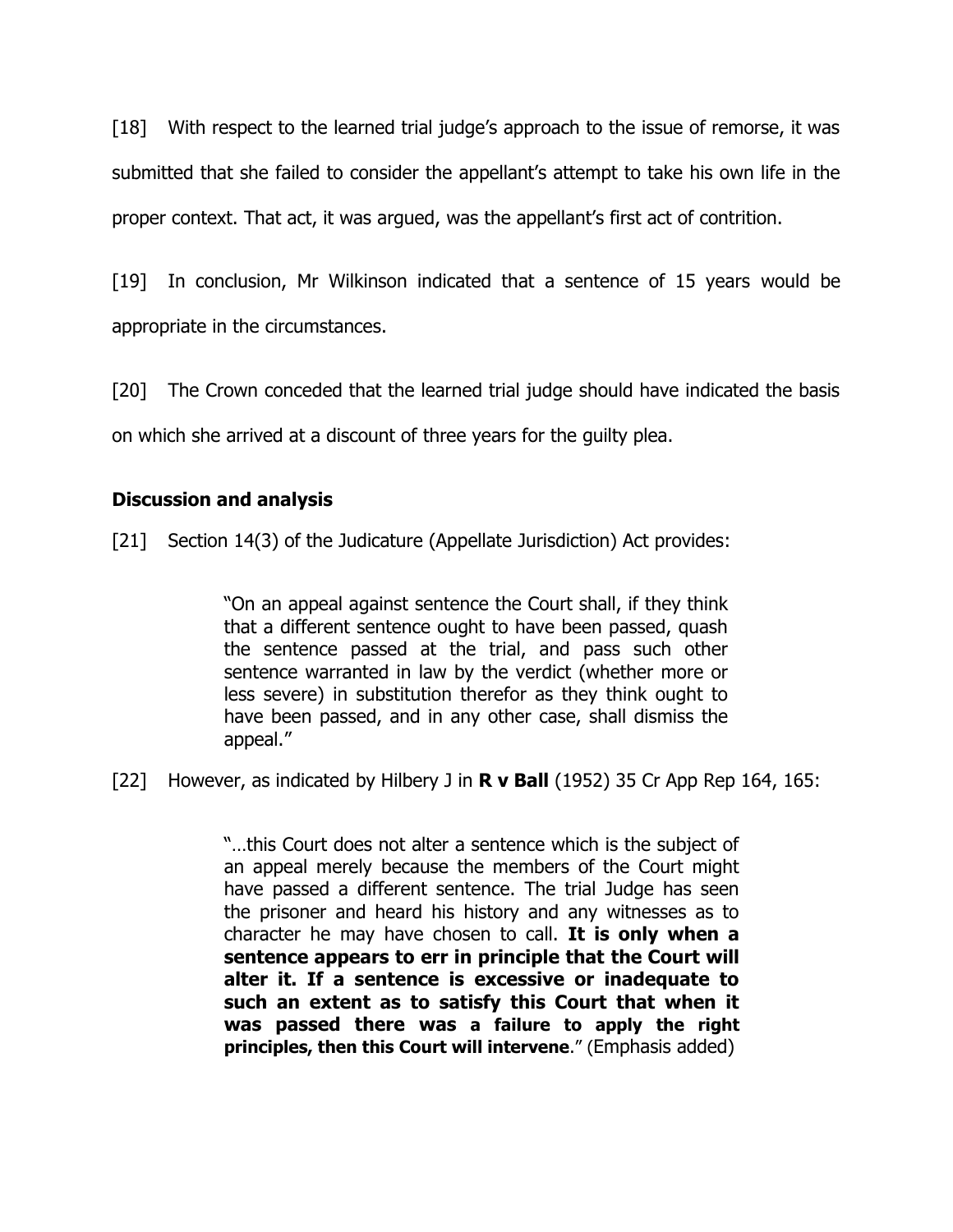[18] With respect to the learned trial judge's approach to the issue of remorse, it was submitted that she failed to consider the appellant's attempt to take his own life in the proper context. That act, it was argued, was the appellant's first act of contrition.

[19] In conclusion, Mr Wilkinson indicated that a sentence of 15 years would be appropriate in the circumstances.

[20] The Crown conceded that the learned trial judge should have indicated the basis on which she arrived at a discount of three years for the guilty plea.

## Discussion and analysis

[21] Section 14(3) of the Judicature (Appellate Jurisdiction) Act provides:

> "On an appeal against sentence the Court shall, if they think that a different sentence ought to have been passed, quash the sentence passed at the trial, and pass such other sentence warranted in law by the verdict (whether more or less severe) in substitution therefor as they think ought to have been passed, and in any other case, shall dismiss the appeal."

[22] However, as indicated by Hilbery J in **R v Ball** (1952) 35 Cr App Rep 164, 165:

> "…this Court does not alter a sentence which is the subject of an appeal merely because the members of the Court might have passed a different sentence. The trial Judge has seen the prisoner and heard his history and any witnesses as to character he may have chosen to call. **It is only when a sentence appears to err in principle that the Court will alter it. If a sentence is excessive or inadequate to such an extent as to satisfy this Court that when it was passed there was a failure to apply the right principles, then this Court will intervene**." (Emphasis added)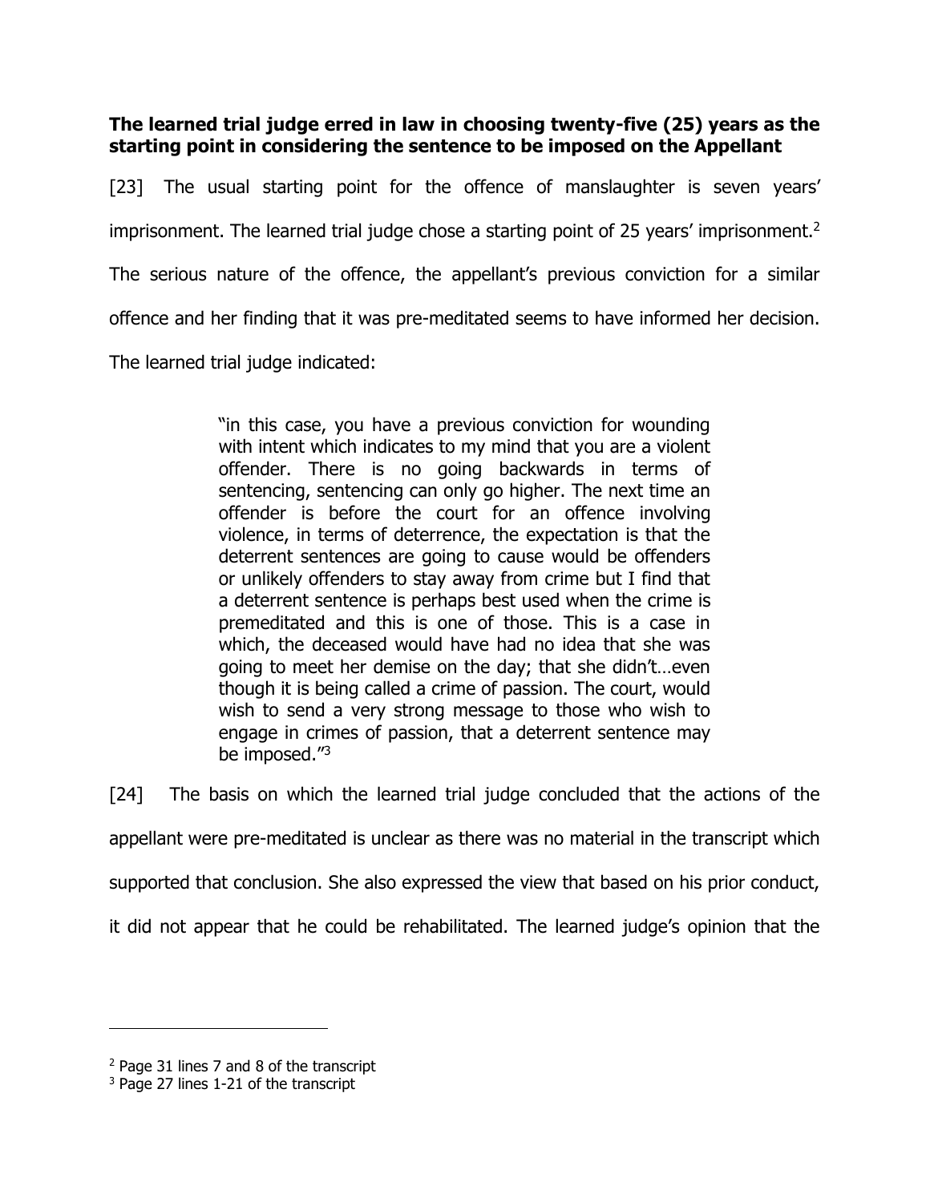**The learned trial judge erred in law in choosing twenty-five (25) years as the starting point in considering the sentence to be imposed on the Appellant**

[23] The usual starting point for the offence of manslaughter is seven years' imprisonment. The learned trial judge chose a starting point of 25 years' imprisonment.[2] The serious nature of the offence, the appellant's previous conviction for a similar offence and her finding that it was pre-meditated seems to have informed her decision. The learned trial judge indicated:

> "in this case, you have a previous conviction for wounding with intent which indicates to my mind that you are a violent offender. There is no going backwards in terms of sentencing, sentencing can only go higher. The next time an offender is before the court for an offence involving violence, in terms of deterrence, the expectation is that the deterrent sentences are going to cause would be offenders or unlikely offenders to stay away from crime but I find that a deterrent sentence is perhaps best used when the crime is premeditated and this is one of those. This is a case in which, the deceased would have had no idea that she was going to meet her demise on the day; that she didn't…even though it is being called a crime of passion. The court, would wish to send a very strong message to those who wish to engage in crimes of passion, that a deterrent sentence may be imposed."[3]

[24] The basis on which the learned trial judge concluded that the actions of the appellant were pre-meditated is unclear as there was no material in the transcript which supported that conclusion. She also expressed the view that based on his prior conduct, it did not appear that he could be rehabilitated. The learned judge's opinion that the

---

[2] Page 31 lines 7 and 8 of the transcript

[3] Page 27 lines 1-21 of the transcript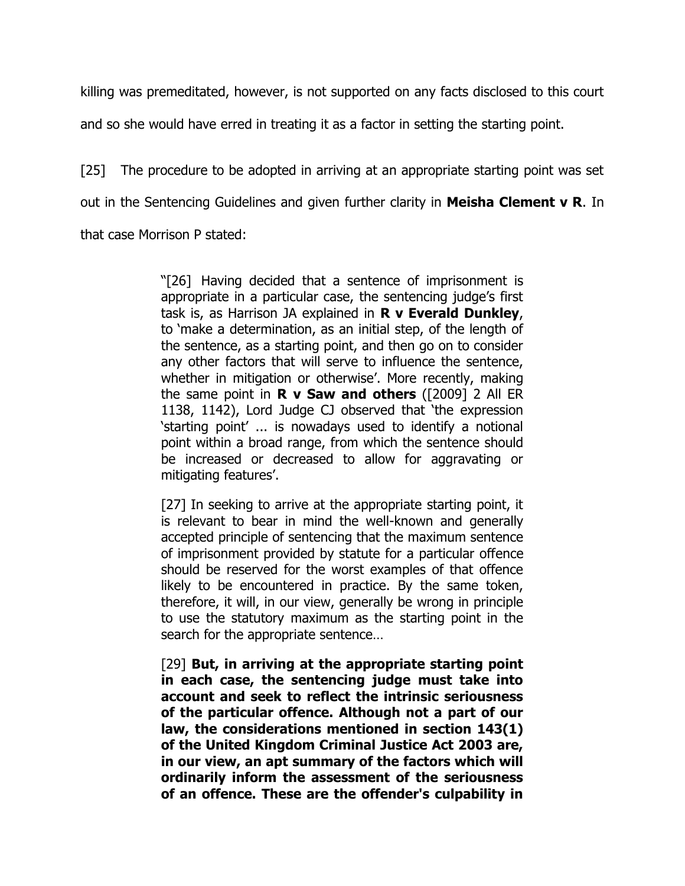killing was premeditated, however, is not supported on any facts disclosed to this court and so she would have erred in treating it as a factor in setting the starting point.

[25] The procedure to be adopted in arriving at an appropriate starting point was set out in the Sentencing Guidelines and given further clarity in **Meisha Clement v R**. In that case Morrison P stated:

> "[26] Having decided that a sentence of imprisonment is appropriate in a particular case, the sentencing judge's first task is, as Harrison JA explained in **R v Everald Dunkley**, to 'make a determination, as an initial step, of the length of the sentence, as a starting point, and then go on to consider any other factors that will serve to influence the sentence, whether in mitigation or otherwise'. More recently, making the same point in **R v Saw and others** ([2009] 2 All ER 1138, 1142), Lord Judge CJ observed that 'the expression 'starting point' ... is nowadays used to identify a notional point within a broad range, from which the sentence should be increased or decreased to allow for aggravating or mitigating features'.
>
> [27] In seeking to arrive at the appropriate starting point, it is relevant to bear in mind the well-known and generally accepted principle of sentencing that the maximum sentence of imprisonment provided by statute for a particular offence should be reserved for the worst examples of that offence likely to be encountered in practice. By the same token, therefore, it will, in our view, generally be wrong in principle to use the statutory maximum as the starting point in the search for the appropriate sentence…
>
> [29] **But, in arriving at the appropriate starting point in each case, the sentencing judge must take into account and seek to reflect the intrinsic seriousness of the particular offence. Although not a part of our law, the considerations mentioned in section 143(1) of the United Kingdom Criminal Justice Act 2003 are, in our view, an apt summary of the factors which will ordinarily inform the assessment of the seriousness of an offence. These are the offender's culpability in**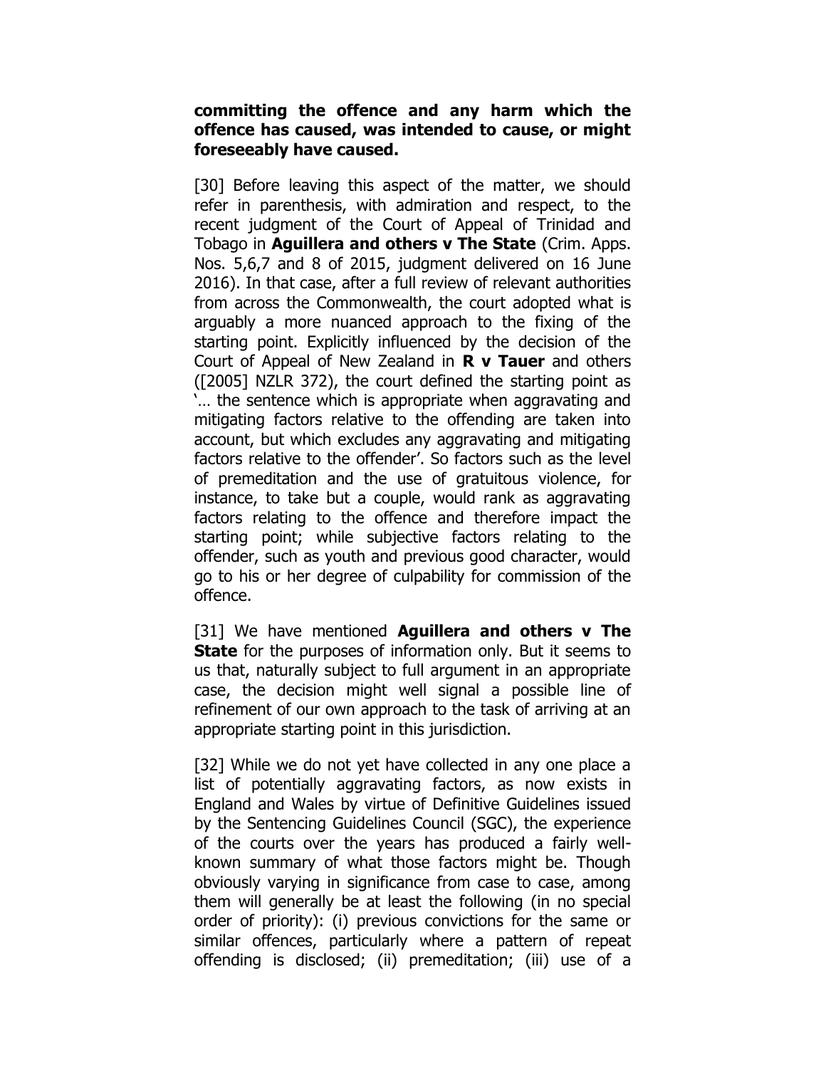**committing the offence and any harm which the offence has caused, was intended to cause, or might foreseeably have caused.**

[30] Before leaving this aspect of the matter, we should refer in parenthesis, with admiration and respect, to the recent judgment of the Court of Appeal of Trinidad and Tobago in **Aguillera and others v The State** (Crim. Apps. Nos. 5,6,7 and 8 of 2015, judgment delivered on 16 June 2016). In that case, after a full review of relevant authorities from across the Commonwealth, the court adopted what is arguably a more nuanced approach to the fixing of the starting point. Explicitly influenced by the decision of the Court of Appeal of New Zealand in **R v Tauer** and others ([2005] NZLR 372), the court defined the starting point as '… the sentence which is appropriate when aggravating and mitigating factors relative to the offending are taken into account, but which excludes any aggravating and mitigating factors relative to the offender'. So factors such as the level of premeditation and the use of gratuitous violence, for instance, to take but a couple, would rank as aggravating factors relating to the offence and therefore impact the starting point; while subjective factors relating to the offender, such as youth and previous good character, would go to his or her degree of culpability for commission of the offence.

[31] We have mentioned **Aguillera and others v The State** for the purposes of information only. But it seems to us that, naturally subject to full argument in an appropriate case, the decision might well signal a possible line of refinement of our own approach to the task of arriving at an appropriate starting point in this jurisdiction.

[32] While we do not yet have collected in any one place a list of potentially aggravating factors, as now exists in England and Wales by virtue of Definitive Guidelines issued by the Sentencing Guidelines Council (SGC), the experience of the courts over the years has produced a fairly well-known summary of what those factors might be. Though obviously varying in significance from case to case, among them will generally be at least the following (in no special order of priority): (i) previous convictions for the same or similar offences, particularly where a pattern of repeat offending is disclosed; (ii) premeditation; (iii) use of a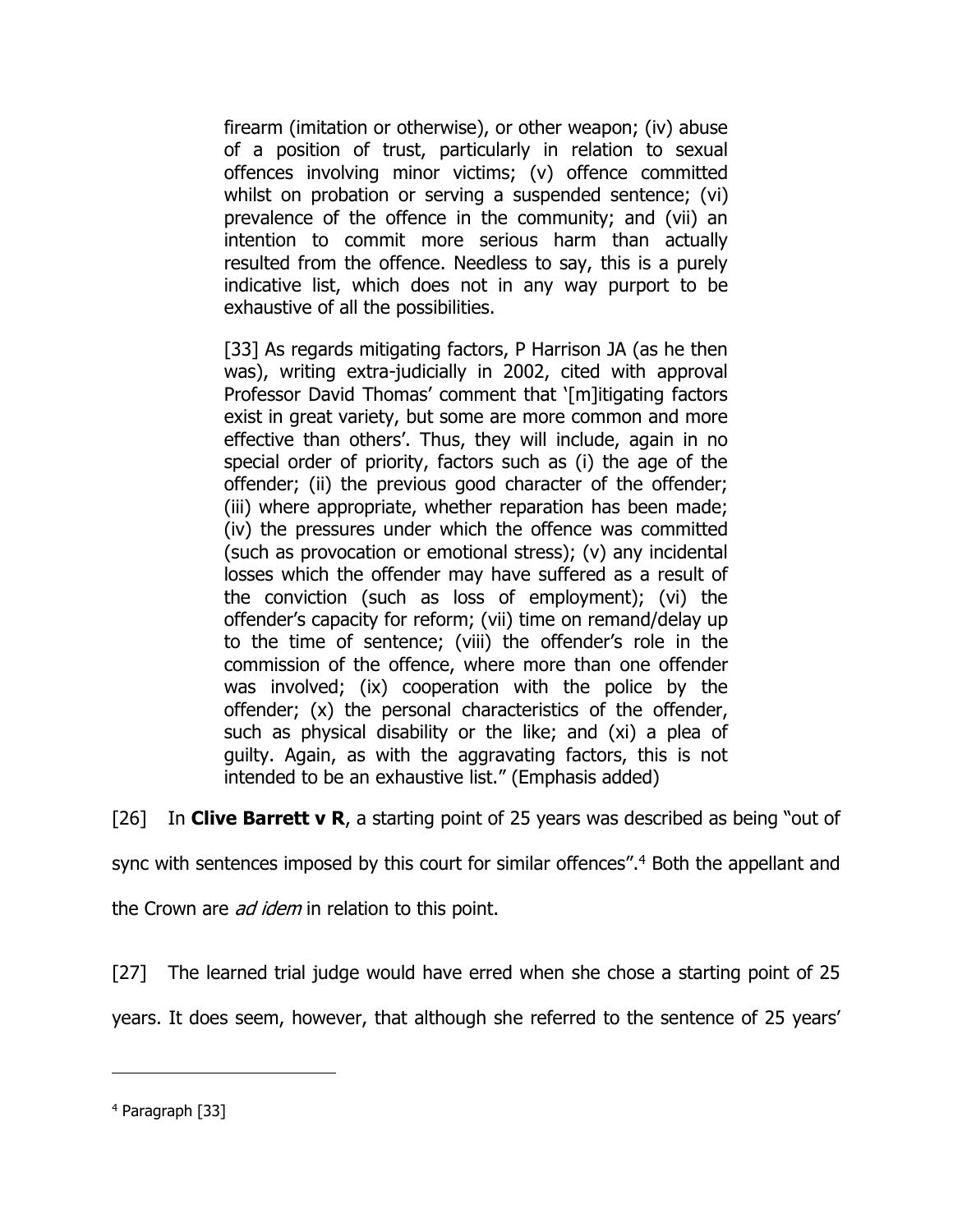> firearm (imitation or otherwise), or other weapon; (iv) abuse of a position of trust, particularly in relation to sexual offences involving minor victims; (v) offence committed whilst on probation or serving a suspended sentence; (vi) prevalence of the offence in the community; and (vii) an intention to commit more serious harm than actually resulted from the offence. Needless to say, this is a purely indicative list, which does not in any way purport to be exhaustive of all the possibilities.
>
> [33] As regards mitigating factors, P Harrison JA (as he then was), writing extra-judicially in 2002, cited with approval Professor David Thomas' comment that '[m]itigating factors exist in great variety, but some are more common and more effective than others'. Thus, they will include, again in no special order of priority, factors such as (i) the age of the offender; (ii) the previous good character of the offender; (iii) where appropriate, whether reparation has been made; (iv) the pressures under which the offence was committed (such as provocation or emotional stress); (v) any incidental losses which the offender may have suffered as a result of the conviction (such as loss of employment); (vi) the offender's capacity for reform; (vii) time on remand/delay up to the time of sentence; (viii) the offender's role in the commission of the offence, where more than one offender was involved; (ix) cooperation with the police by the offender; (x) the personal characteristics of the offender, such as physical disability or the like; and (xi) a plea of guilty. Again, as with the aggravating factors, this is not intended to be an exhaustive list." (Emphasis added)

[26] In **Clive Barrett v R**, a starting point of 25 years was described as being "out of sync with sentences imposed by this court for similar offences".[4] Both the appellant and the Crown are *ad idem* in relation to this point.

[27] The learned trial judge would have erred when she chose a starting point of 25 years. It does seem, however, that although she referred to the sentence of 25 years'

---

[4] Paragraph [33]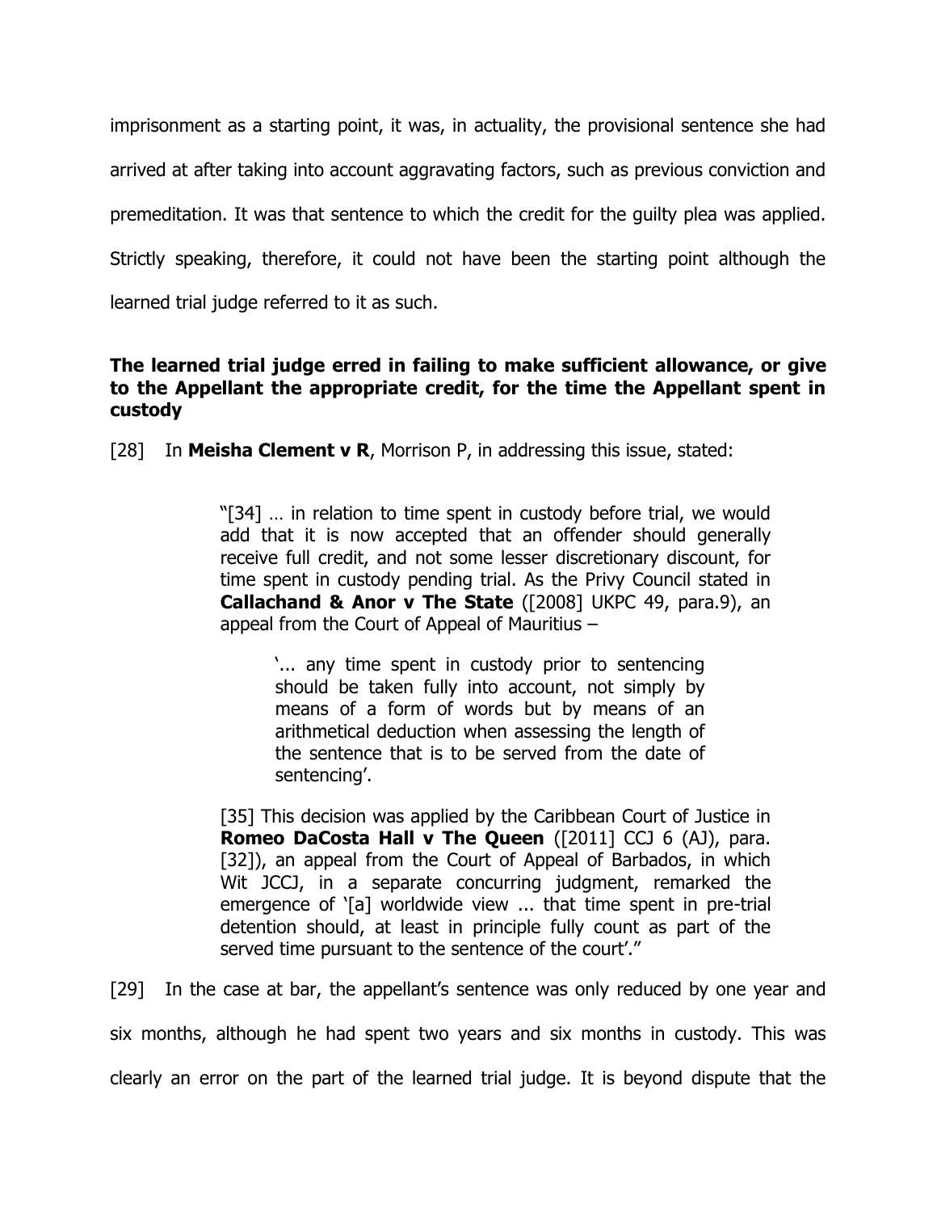imprisonment as a starting point, it was, in actuality, the provisional sentence she had arrived at after taking into account aggravating factors, such as previous conviction and premeditation. It was that sentence to which the credit for the guilty plea was applied. Strictly speaking, therefore, it could not have been the starting point although the learned trial judge referred to it as such.

**The learned trial judge erred in failing to make sufficient allowance, or give to the Appellant the appropriate credit, for the time the Appellant spent in custody**

[28] In **Meisha Clement v R**, Morrison P, in addressing this issue, stated:

> "[34] … in relation to time spent in custody before trial, we would add that it is now accepted that an offender should generally receive full credit, and not some lesser discretionary discount, for time spent in custody pending trial. As the Privy Council stated in **Callachand & Anor v The State** ([2008] UKPC 49, para.9), an appeal from the Court of Appeal of Mauritius –
>
> > '... any time spent in custody prior to sentencing should be taken fully into account, not simply by means of a form of words but by means of an arithmetical deduction when assessing the length of the sentence that is to be served from the date of sentencing'.
>
> [35] This decision was applied by the Caribbean Court of Justice in **Romeo DaCosta Hall v The Queen** ([2011] CCJ 6 (AJ), para. [32]), an appeal from the Court of Appeal of Barbados, in which Wit JCCJ, in a separate concurring judgment, remarked the emergence of '[a] worldwide view ... that time spent in pre-trial detention should, at least in principle fully count as part of the served time pursuant to the sentence of the court'."

[29] In the case at bar, the appellant's sentence was only reduced by one year and six months, although he had spent two years and six months in custody. This was clearly an error on the part of the learned trial judge. It is beyond dispute that the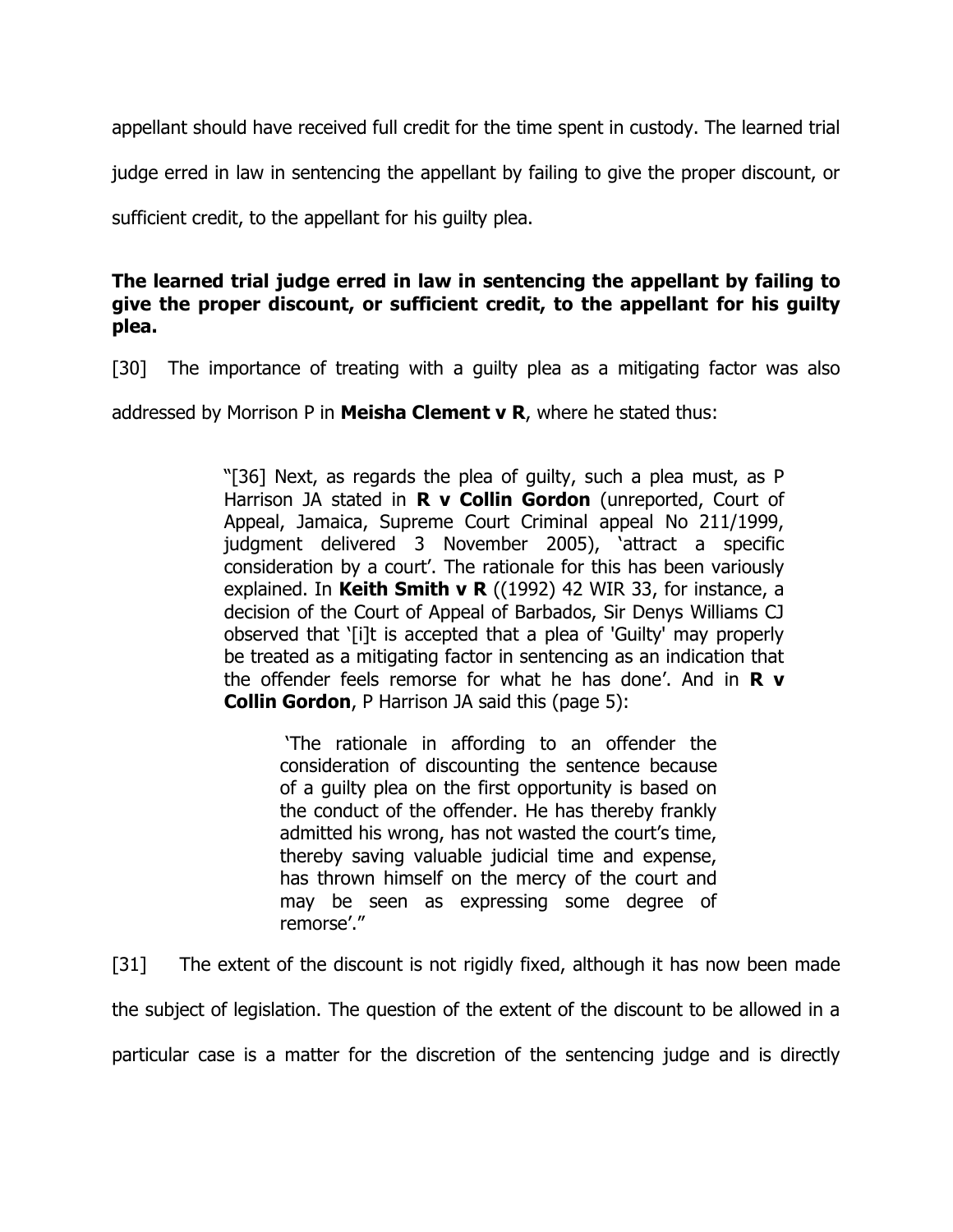appellant should have received full credit for the time spent in custody. The learned trial judge erred in law in sentencing the appellant by failing to give the proper discount, or sufficient credit, to the appellant for his guilty plea.

**The learned trial judge erred in law in sentencing the appellant by failing to give the proper discount, or sufficient credit, to the appellant for his guilty plea.**

[30] The importance of treating with a guilty plea as a mitigating factor was also addressed by Morrison P in **Meisha Clement v R**, where he stated thus:

> "[36] Next, as regards the plea of guilty, such a plea must, as P Harrison JA stated in **R v Collin Gordon** (unreported, Court of Appeal, Jamaica, Supreme Court Criminal appeal No 211/1999, judgment delivered 3 November 2005), 'attract a specific consideration by a court'. The rationale for this has been variously explained. In **Keith Smith v R** ((1992) 42 WIR 33, for instance, a decision of the Court of Appeal of Barbados, Sir Denys Williams CJ observed that '[i]t is accepted that a plea of 'Guilty' may properly be treated as a mitigating factor in sentencing as an indication that the offender feels remorse for what he has done'. And in **R v Collin Gordon**, P Harrison JA said this (page 5):
>
> > 'The rationale in affording to an offender the consideration of discounting the sentence because of a guilty plea on the first opportunity is based on the conduct of the offender. He has thereby frankly admitted his wrong, has not wasted the court's time, thereby saving valuable judicial time and expense, has thrown himself on the mercy of the court and may be seen as expressing some degree of remorse'."

[31] The extent of the discount is not rigidly fixed, although it has now been made the subject of legislation. The question of the extent of the discount to be allowed in a particular case is a matter for the discretion of the sentencing judge and is directly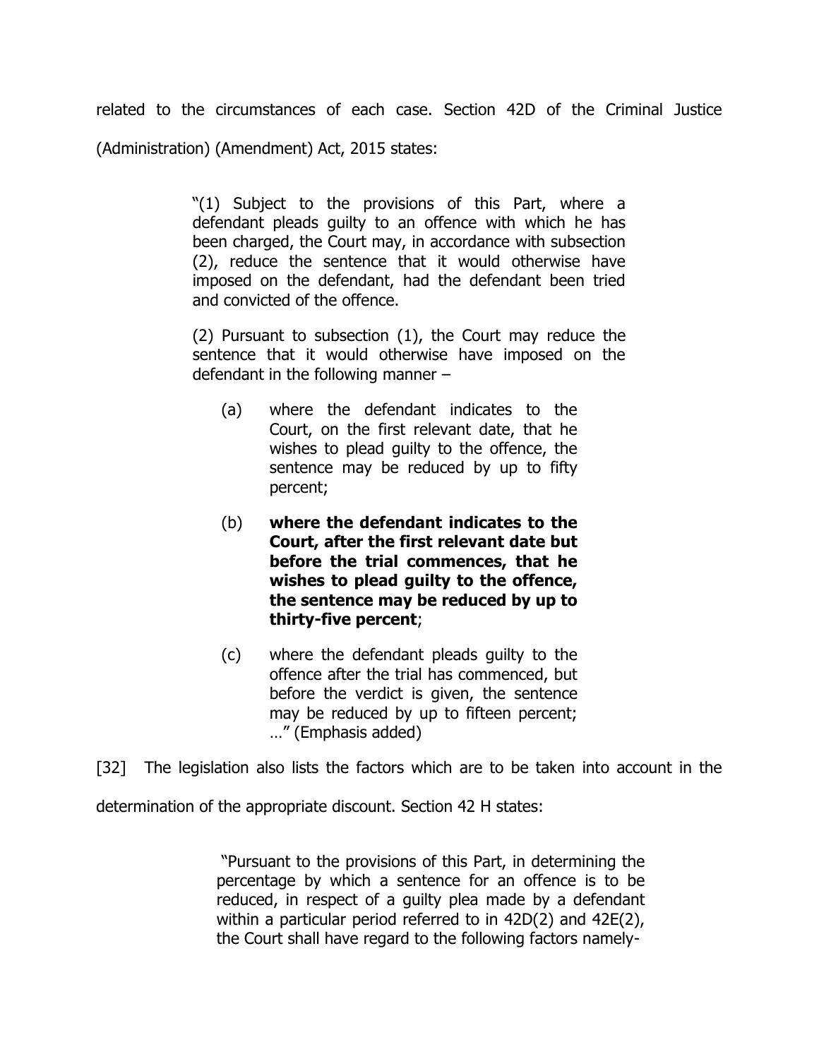related to the circumstances of each case. Section 42D of the Criminal Justice (Administration) (Amendment) Act, 2015 states:

> "(1) Subject to the provisions of this Part, where a defendant pleads guilty to an offence with which he has been charged, the Court may, in accordance with subsection (2), reduce the sentence that it would otherwise have imposed on the defendant, had the defendant been tried and convicted of the offence.
>
> (2) Pursuant to subsection (1), the Court may reduce the sentence that it would otherwise have imposed on the defendant in the following manner –
>
> (a) where the defendant indicates to the Court, on the first relevant date, that he wishes to plead guilty to the offence, the sentence may be reduced by up to fifty percent;
>
> (b) **where the defendant indicates to the Court, after the first relevant date but before the trial commences, that he wishes to plead guilty to the offence, the sentence may be reduced by up to thirty-five percent**;
>
> (c) where the defendant pleads guilty to the offence after the trial has commenced, but before the verdict is given, the sentence may be reduced by up to fifteen percent; …" (Emphasis added)

[32] The legislation also lists the factors which are to be taken into account in the determination of the appropriate discount. Section 42 H states:

> "Pursuant to the provisions of this Part, in determining the percentage by which a sentence for an offence is to be reduced, in respect of a guilty plea made by a defendant within a particular period referred to in 42D(2) and 42E(2), the Court shall have regard to the following factors namely-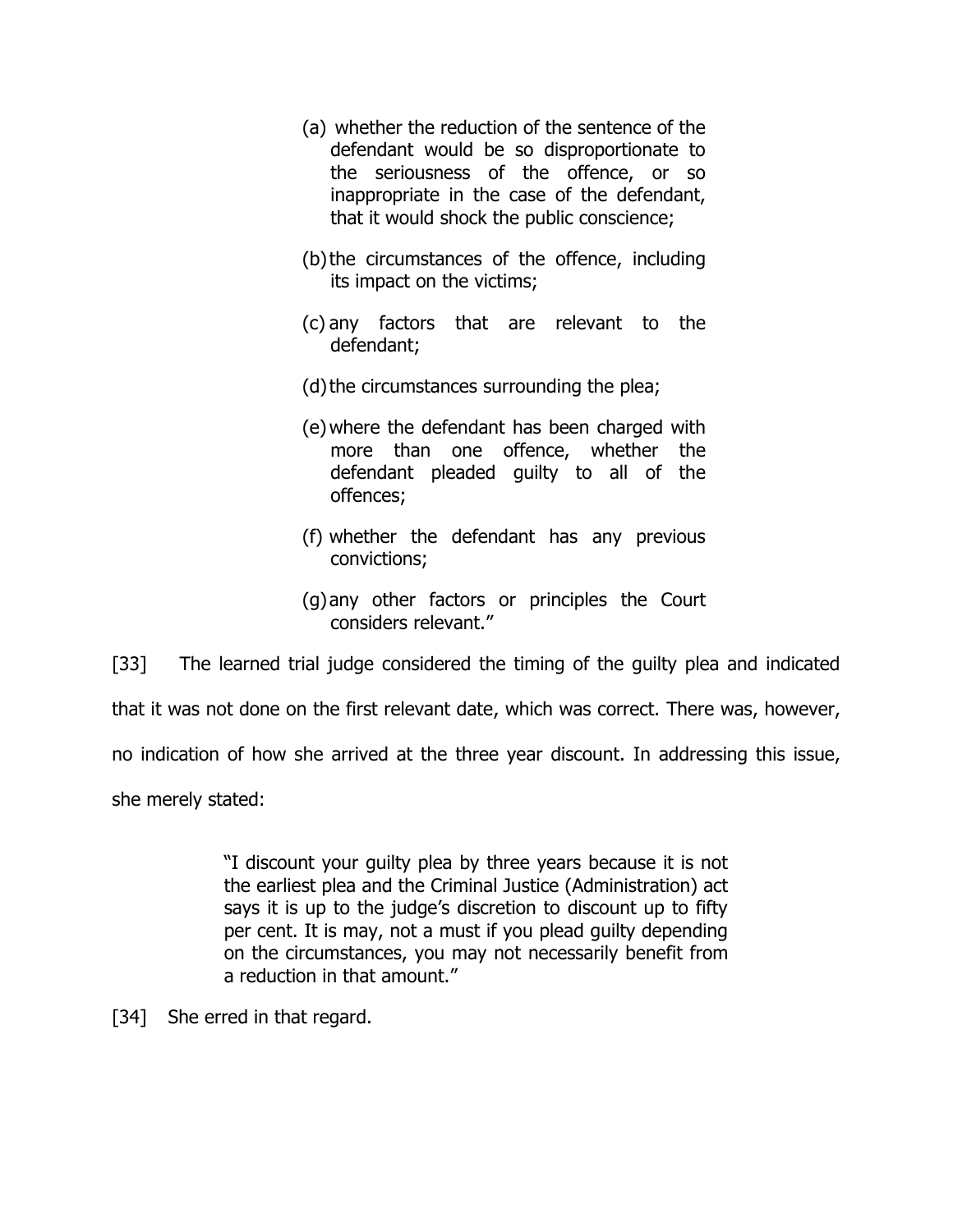> (a) whether the reduction of the sentence of the defendant would be so disproportionate to the seriousness of the offence, or so inappropriate in the case of the defendant, that it would shock the public conscience;
>
> (b) the circumstances of the offence, including its impact on the victims;
>
> (c) any factors that are relevant to the defendant;
>
> (d) the circumstances surrounding the plea;
>
> (e) where the defendant has been charged with more than one offence, whether the defendant pleaded guilty to all of the offences;
>
> (f) whether the defendant has any previous convictions;
>
> (g) any other factors or principles the Court considers relevant."

[33] The learned trial judge considered the timing of the guilty plea and indicated that it was not done on the first relevant date, which was correct. There was, however, no indication of how she arrived at the three year discount. In addressing this issue, she merely stated:

> "I discount your guilty plea by three years because it is not the earliest plea and the Criminal Justice (Administration) act says it is up to the judge's discretion to discount up to fifty per cent. It is may, not a must if you plead guilty depending on the circumstances, you may not necessarily benefit from a reduction in that amount."

[34] She erred in that regard.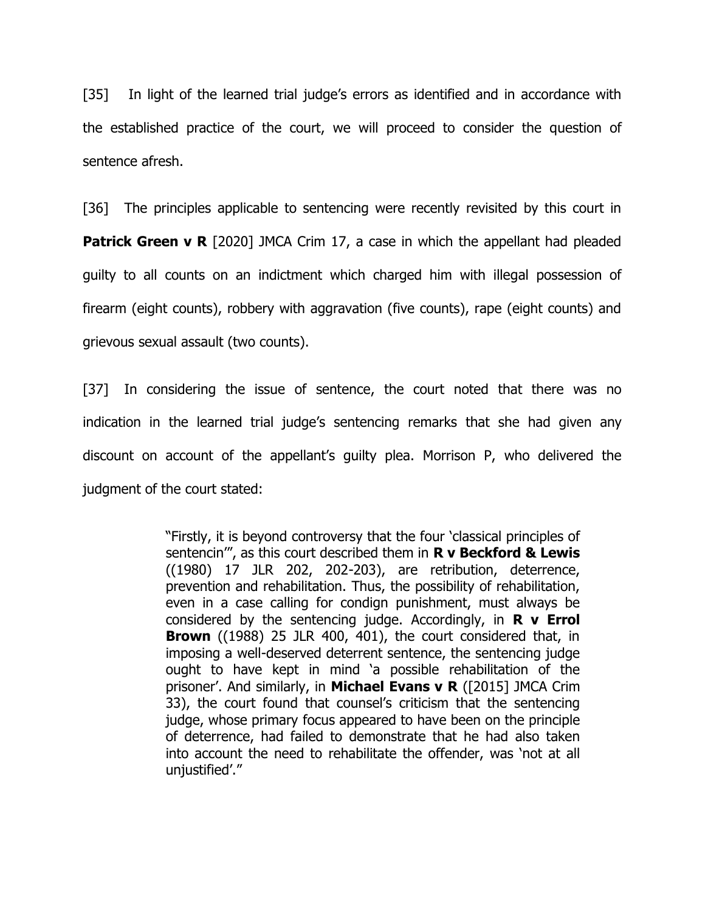[35] In light of the learned trial judge's errors as identified and in accordance with the established practice of the court, we will proceed to consider the question of sentence afresh.

[36] The principles applicable to sentencing were recently revisited by this court in **Patrick Green v R** [2020] JMCA Crim 17, a case in which the appellant had pleaded guilty to all counts on an indictment which charged him with illegal possession of firearm (eight counts), robbery with aggravation (five counts), rape (eight counts) and grievous sexual assault (two counts).

[37] In considering the issue of sentence, the court noted that there was no indication in the learned trial judge's sentencing remarks that she had given any discount on account of the appellant's guilty plea. Morrison P, who delivered the judgment of the court stated:

> "Firstly, it is beyond controversy that the four 'classical principles of sentencin'", as this court described them in **R v Beckford & Lewis** ((1980) 17 JLR 202, 202-203), are retribution, deterrence, prevention and rehabilitation. Thus, the possibility of rehabilitation, even in a case calling for condign punishment, must always be considered by the sentencing judge. Accordingly, in **R v Errol Brown** ((1988) 25 JLR 400, 401), the court considered that, in imposing a well-deserved deterrent sentence, the sentencing judge ought to have kept in mind 'a possible rehabilitation of the prisoner'. And similarly, in **Michael Evans v R** ([2015] JMCA Crim 33), the court found that counsel's criticism that the sentencing judge, whose primary focus appeared to have been on the principle of deterrence, had failed to demonstrate that he had also taken into account the need to rehabilitate the offender, was 'not at all unjustified'."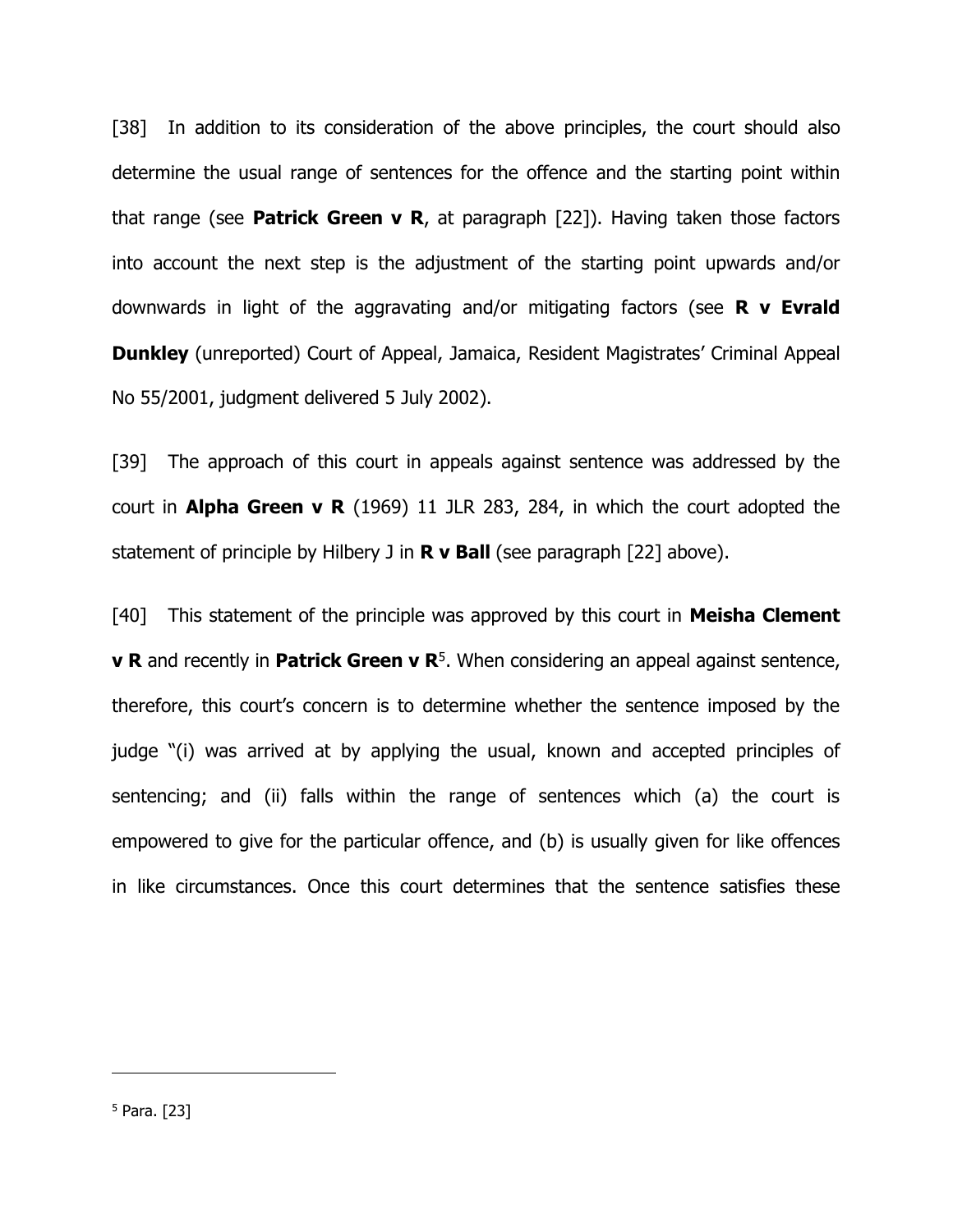[38] In addition to its consideration of the above principles, the court should also determine the usual range of sentences for the offence and the starting point within that range (see **Patrick Green v R**, at paragraph [22]). Having taken those factors into account the next step is the adjustment of the starting point upwards and/or downwards in light of the aggravating and/or mitigating factors (see **R v Evrald Dunkley** (unreported) Court of Appeal, Jamaica, Resident Magistrates' Criminal Appeal No 55/2001, judgment delivered 5 July 2002).

[39] The approach of this court in appeals against sentence was addressed by the court in **Alpha Green v R** (1969) 11 JLR 283, 284, in which the court adopted the statement of principle by Hilbery J in **R v Ball** (see paragraph [22] above).

[40] This statement of the principle was approved by this court in **Meisha Clement v R** and recently in **Patrick Green v R**[5]. When considering an appeal against sentence, therefore, this court's concern is to determine whether the sentence imposed by the judge "(i) was arrived at by applying the usual, known and accepted principles of sentencing; and (ii) falls within the range of sentences which (a) the court is empowered to give for the particular offence, and (b) is usually given for like offences in like circumstances. Once this court determines that the sentence satisfies these

---

[5] Para. [23]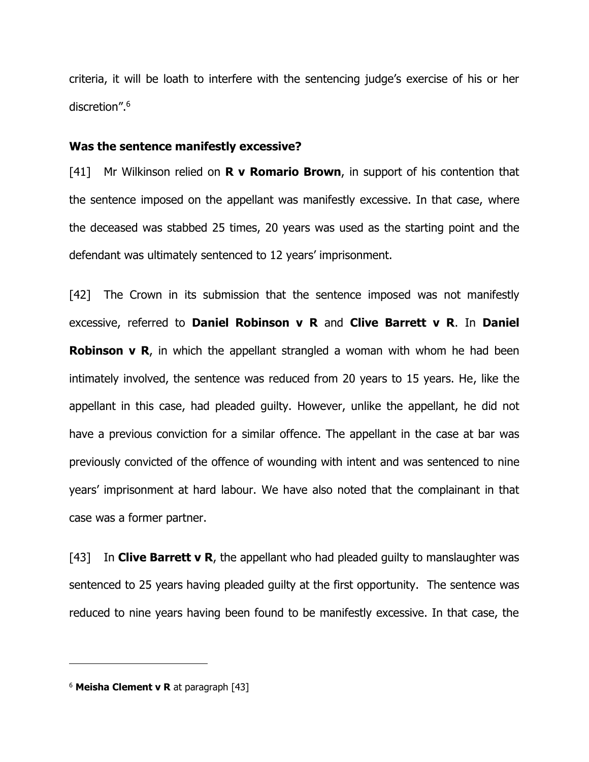criteria, it will be loath to interfere with the sentencing judge's exercise of his or her discretion".[6]

**Was the sentence manifestly excessive?**

[41] Mr Wilkinson relied on **R v Romario Brown**, in support of his contention that the sentence imposed on the appellant was manifestly excessive. In that case, where the deceased was stabbed 25 times, 20 years was used as the starting point and the defendant was ultimately sentenced to 12 years' imprisonment.

[42] The Crown in its submission that the sentence imposed was not manifestly excessive, referred to **Daniel Robinson v R** and **Clive Barrett v R**. In **Daniel Robinson v R**, in which the appellant strangled a woman with whom he had been intimately involved, the sentence was reduced from 20 years to 15 years. He, like the appellant in this case, had pleaded guilty. However, unlike the appellant, he did not have a previous conviction for a similar offence. The appellant in the case at bar was previously convicted of the offence of wounding with intent and was sentenced to nine years' imprisonment at hard labour. We have also noted that the complainant in that case was a former partner.

[43] In **Clive Barrett v R**, the appellant who had pleaded guilty to manslaughter was sentenced to 25 years having pleaded guilty at the first opportunity. The sentence was reduced to nine years having been found to be manifestly excessive. In that case, the

---

[6] **Meisha Clement v R** at paragraph [43]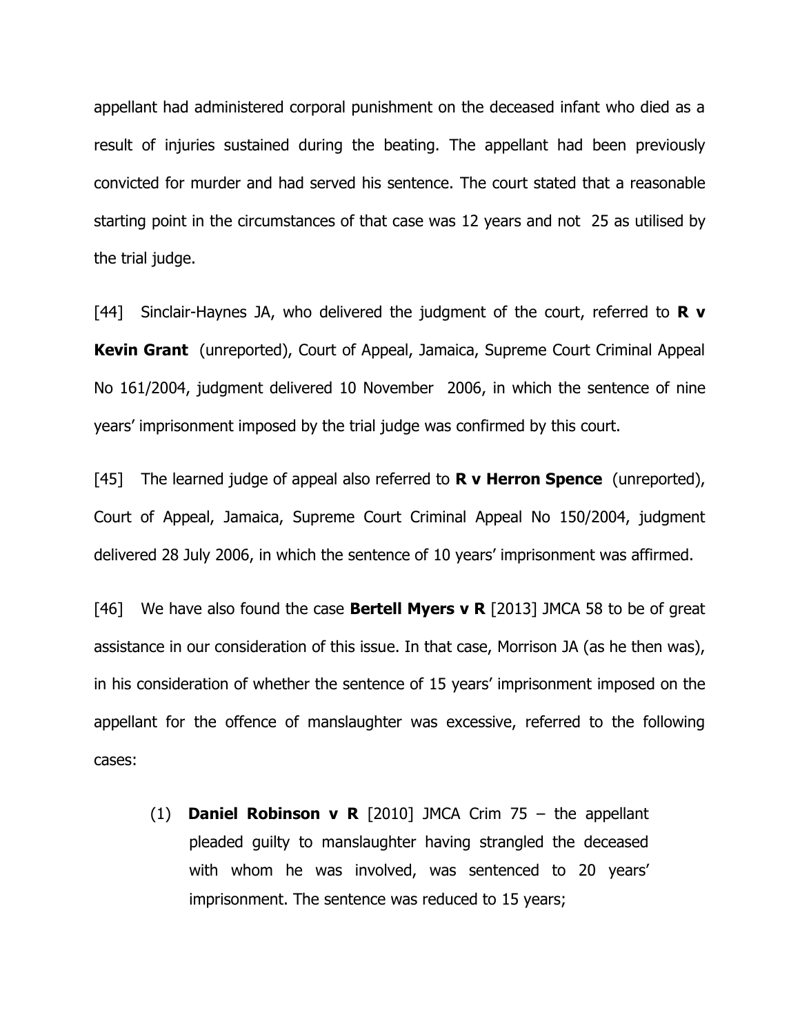appellant had administered corporal punishment on the deceased infant who died as a result of injuries sustained during the beating. The appellant had been previously convicted for murder and had served his sentence. The court stated that a reasonable starting point in the circumstances of that case was 12 years and not 25 as utilised by the trial judge.

[44] Sinclair-Haynes JA, who delivered the judgment of the court, referred to **R v Kevin Grant** (unreported), Court of Appeal, Jamaica, Supreme Court Criminal Appeal No 161/2004, judgment delivered 10 November 2006, in which the sentence of nine years' imprisonment imposed by the trial judge was confirmed by this court.

[45] The learned judge of appeal also referred to **R v Herron Spence** (unreported), Court of Appeal, Jamaica, Supreme Court Criminal Appeal No 150/2004, judgment delivered 28 July 2006, in which the sentence of 10 years' imprisonment was affirmed.

[46] We have also found the case **Bertell Myers v R** [2013] JMCA 58 to be of great assistance in our consideration of this issue. In that case, Morrison JA (as he then was), in his consideration of whether the sentence of 15 years' imprisonment imposed on the appellant for the offence of manslaughter was excessive, referred to the following cases:

> (1) **Daniel Robinson v R** [2010] JMCA Crim 75 – the appellant pleaded guilty to manslaughter having strangled the deceased with whom he was involved, was sentenced to 20 years' imprisonment. The sentence was reduced to 15 years;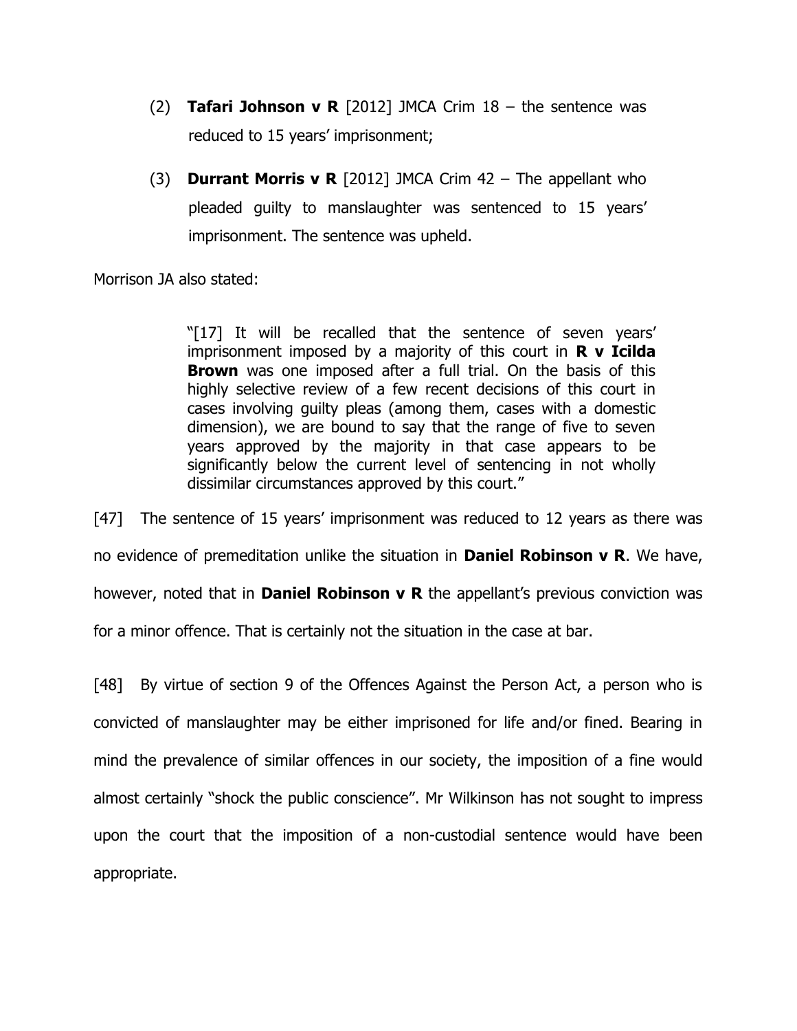(2) **Tafari Johnson v R** [2012] JMCA Crim 18 – the sentence was reduced to 15 years' imprisonment;

(3) **Durrant Morris v R** [2012] JMCA Crim 42 – The appellant who pleaded guilty to manslaughter was sentenced to 15 years' imprisonment. The sentence was upheld.

Morrison JA also stated:

> "[17] It will be recalled that the sentence of seven years' imprisonment imposed by a majority of this court in **R v Icilda Brown** was one imposed after a full trial. On the basis of this highly selective review of a few recent decisions of this court in cases involving guilty pleas (among them, cases with a domestic dimension), we are bound to say that the range of five to seven years approved by the majority in that case appears to be significantly below the current level of sentencing in not wholly dissimilar circumstances approved by this court."

[47] The sentence of 15 years' imprisonment was reduced to 12 years as there was no evidence of premeditation unlike the situation in **Daniel Robinson v R**. We have, however, noted that in **Daniel Robinson v R** the appellant's previous conviction was for a minor offence. That is certainly not the situation in the case at bar.

[48] By virtue of section 9 of the Offences Against the Person Act, a person who is convicted of manslaughter may be either imprisoned for life and/or fined. Bearing in mind the prevalence of similar offences in our society, the imposition of a fine would almost certainly "shock the public conscience". Mr Wilkinson has not sought to impress upon the court that the imposition of a non-custodial sentence would have been appropriate.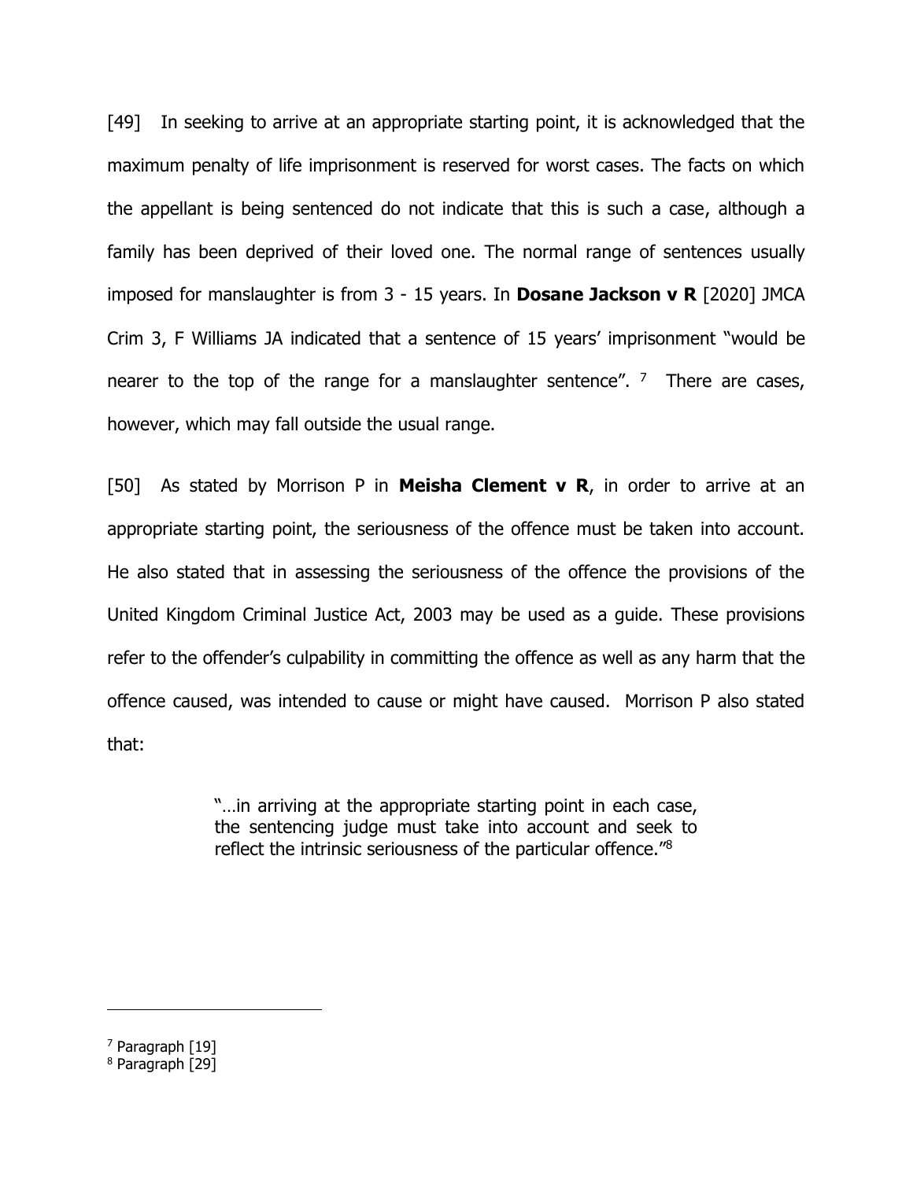[49] In seeking to arrive at an appropriate starting point, it is acknowledged that the maximum penalty of life imprisonment is reserved for worst cases. The facts on which the appellant is being sentenced do not indicate that this is such a case, although a family has been deprived of their loved one. The normal range of sentences usually imposed for manslaughter is from 3 - 15 years. In **Dosane Jackson v R** [2020] JMCA Crim 3, F Williams JA indicated that a sentence of 15 years' imprisonment "would be nearer to the top of the range for a manslaughter sentence". [7] There are cases, however, which may fall outside the usual range.

[50] As stated by Morrison P in **Meisha Clement v R**, in order to arrive at an appropriate starting point, the seriousness of the offence must be taken into account. He also stated that in assessing the seriousness of the offence the provisions of the United Kingdom Criminal Justice Act, 2003 may be used as a guide. These provisions refer to the offender's culpability in committing the offence as well as any harm that the offence caused, was intended to cause or might have caused. Morrison P also stated that:

> "…in arriving at the appropriate starting point in each case, the sentencing judge must take into account and seek to reflect the intrinsic seriousness of the particular offence."[8]

---

[7] Paragraph [19]

[8] Paragraph [29]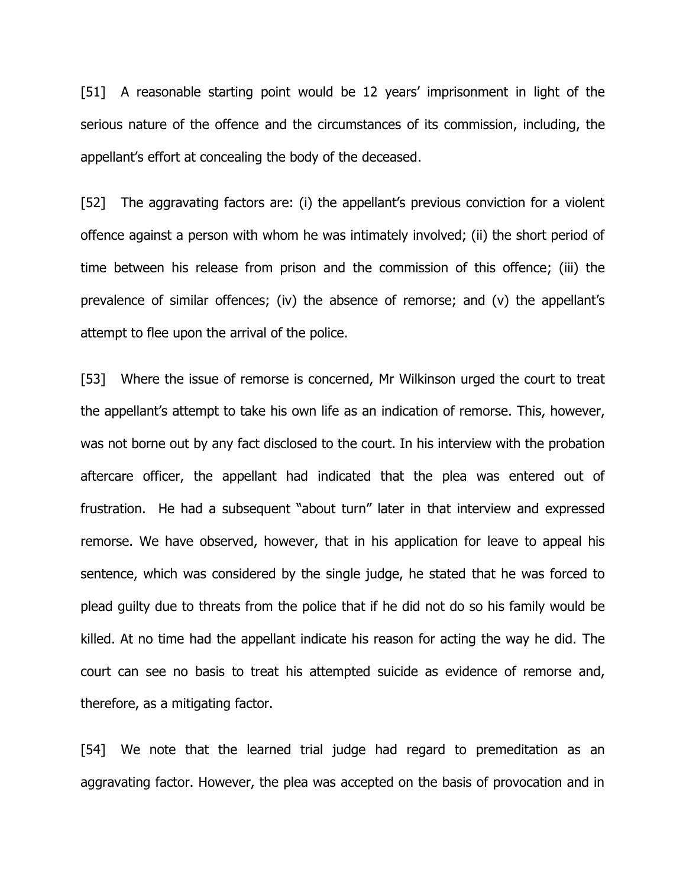[51] A reasonable starting point would be 12 years' imprisonment in light of the serious nature of the offence and the circumstances of its commission, including, the appellant's effort at concealing the body of the deceased.

[52] The aggravating factors are: (i) the appellant's previous conviction for a violent offence against a person with whom he was intimately involved; (ii) the short period of time between his release from prison and the commission of this offence; (iii) the prevalence of similar offences; (iv) the absence of remorse; and (v) the appellant's attempt to flee upon the arrival of the police.

[53] Where the issue of remorse is concerned, Mr Wilkinson urged the court to treat the appellant's attempt to take his own life as an indication of remorse. This, however, was not borne out by any fact disclosed to the court. In his interview with the probation aftercare officer, the appellant had indicated that the plea was entered out of frustration. He had a subsequent "about turn" later in that interview and expressed remorse. We have observed, however, that in his application for leave to appeal his sentence, which was considered by the single judge, he stated that he was forced to plead guilty due to threats from the police that if he did not do so his family would be killed. At no time had the appellant indicate his reason for acting the way he did. The court can see no basis to treat his attempted suicide as evidence of remorse and, therefore, as a mitigating factor.

[54] We note that the learned trial judge had regard to premeditation as an aggravating factor. However, the plea was accepted on the basis of provocation and in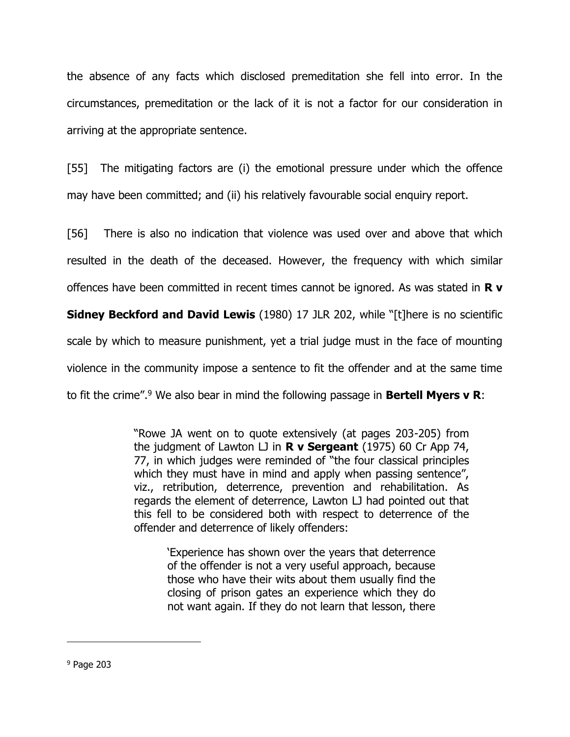the absence of any facts which disclosed premeditation she fell into error. In the circumstances, premeditation or the lack of it is not a factor for our consideration in arriving at the appropriate sentence.

[55] The mitigating factors are (i) the emotional pressure under which the offence may have been committed; and (ii) his relatively favourable social enquiry report.

[56] There is also no indication that violence was used over and above that which resulted in the death of the deceased. However, the frequency with which similar offences have been committed in recent times cannot be ignored. As was stated in **R v Sidney Beckford and David Lewis** (1980) 17 JLR 202, while "[t]here is no scientific scale by which to measure punishment, yet a trial judge must in the face of mounting violence in the community impose a sentence to fit the offender and at the same time to fit the crime".[9] We also bear in mind the following passage in **Bertell Myers v R**:

> "Rowe JA went on to quote extensively (at pages 203-205) from the judgment of Lawton LJ in **R v Sergeant** (1975) 60 Cr App 74, 77, in which judges were reminded of "the four classical principles which they must have in mind and apply when passing sentence", viz., retribution, deterrence, prevention and rehabilitation. As regards the element of deterrence, Lawton LJ had pointed out that this fell to be considered both with respect to deterrence of the offender and deterrence of likely offenders:
>
> > 'Experience has shown over the years that deterrence of the offender is not a very useful approach, because those who have their wits about them usually find the closing of prison gates an experience which they do not want again. If they do not learn that lesson, there

---

[9] Page 203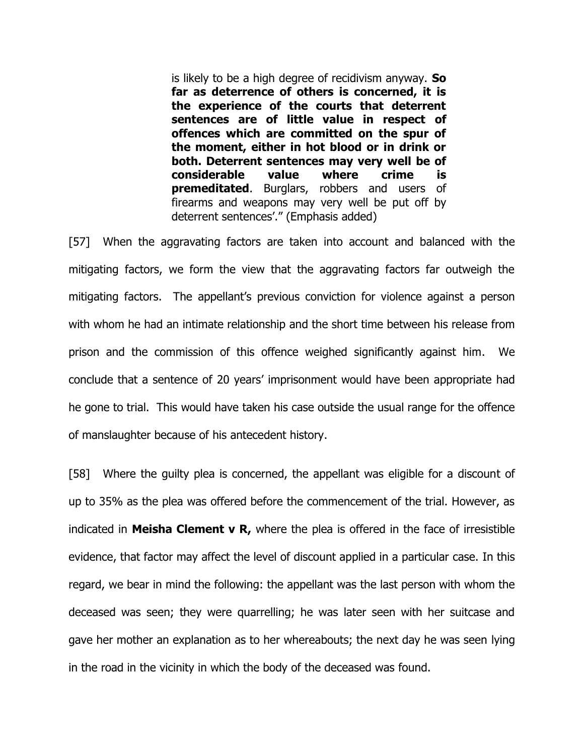> is likely to be a high degree of recidivism anyway. **So far as deterrence of others is concerned, it is the experience of the courts that deterrent sentences are of little value in respect of offences which are committed on the spur of the moment, either in hot blood or in drink or both. Deterrent sentences may very well be of considerable value where crime is premeditated**. Burglars, robbers and users of firearms and weapons may very well be put off by deterrent sentences'." (Emphasis added)

[57] When the aggravating factors are taken into account and balanced with the mitigating factors, we form the view that the aggravating factors far outweigh the mitigating factors. The appellant's previous conviction for violence against a person with whom he had an intimate relationship and the short time between his release from prison and the commission of this offence weighed significantly against him. We conclude that a sentence of 20 years' imprisonment would have been appropriate had he gone to trial. This would have taken his case outside the usual range for the offence of manslaughter because of his antecedent history.

[58] Where the guilty plea is concerned, the appellant was eligible for a discount of up to 35% as the plea was offered before the commencement of the trial. However, as indicated in **Meisha Clement v R,** where the plea is offered in the face of irresistible evidence, that factor may affect the level of discount applied in a particular case. In this regard, we bear in mind the following: the appellant was the last person with whom the deceased was seen; they were quarrelling; he was later seen with her suitcase and gave her mother an explanation as to her whereabouts; the next day he was seen lying in the road in the vicinity in which the body of the deceased was found.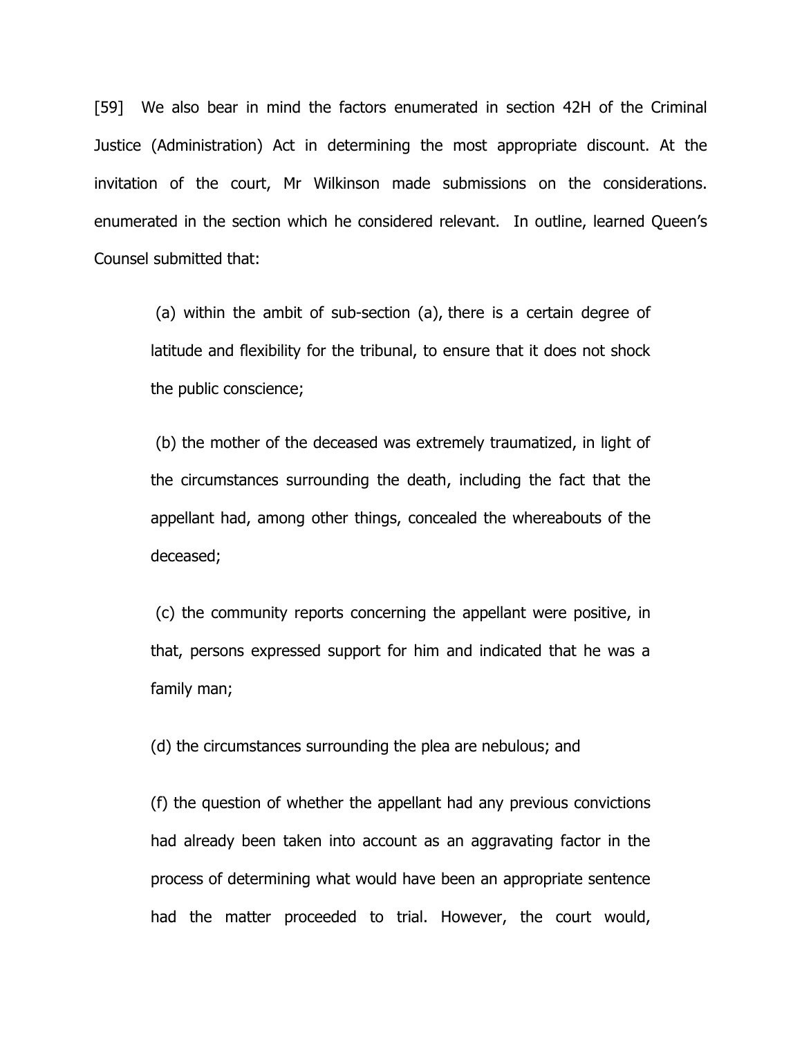[59] We also bear in mind the factors enumerated in section 42H of the Criminal Justice (Administration) Act in determining the most appropriate discount. At the invitation of the court, Mr Wilkinson made submissions on the considerations. enumerated in the section which he considered relevant. In outline, learned Queen's Counsel submitted that:

> (a) within the ambit of sub-section (a), there is a certain degree of latitude and flexibility for the tribunal, to ensure that it does not shock the public conscience;
>
> (b) the mother of the deceased was extremely traumatized, in light of the circumstances surrounding the death, including the fact that the appellant had, among other things, concealed the whereabouts of the deceased;
>
> (c) the community reports concerning the appellant were positive, in that, persons expressed support for him and indicated that he was a family man;
>
> (d) the circumstances surrounding the plea are nebulous; and
>
> (f) the question of whether the appellant had any previous convictions had already been taken into account as an aggravating factor in the process of determining what would have been an appropriate sentence had the matter proceeded to trial. However, the court would,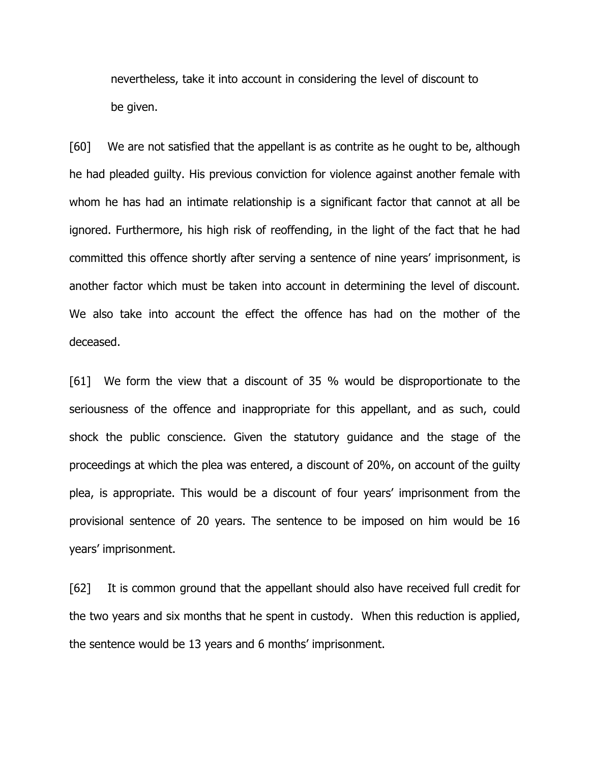nevertheless, take it into account in considering the level of discount to be given.

[60] We are not satisfied that the appellant is as contrite as he ought to be, although he had pleaded guilty. His previous conviction for violence against another female with whom he has had an intimate relationship is a significant factor that cannot at all be ignored. Furthermore, his high risk of reoffending, in the light of the fact that he had committed this offence shortly after serving a sentence of nine years' imprisonment, is another factor which must be taken into account in determining the level of discount. We also take into account the effect the offence has had on the mother of the deceased.

[61] We form the view that a discount of 35 % would be disproportionate to the seriousness of the offence and inappropriate for this appellant, and as such, could shock the public conscience. Given the statutory guidance and the stage of the proceedings at which the plea was entered, a discount of 20%, on account of the guilty plea, is appropriate. This would be a discount of four years' imprisonment from the provisional sentence of 20 years. The sentence to be imposed on him would be 16 years' imprisonment.

[62] It is common ground that the appellant should also have received full credit for the two years and six months that he spent in custody. When this reduction is applied, the sentence would be 13 years and 6 months' imprisonment.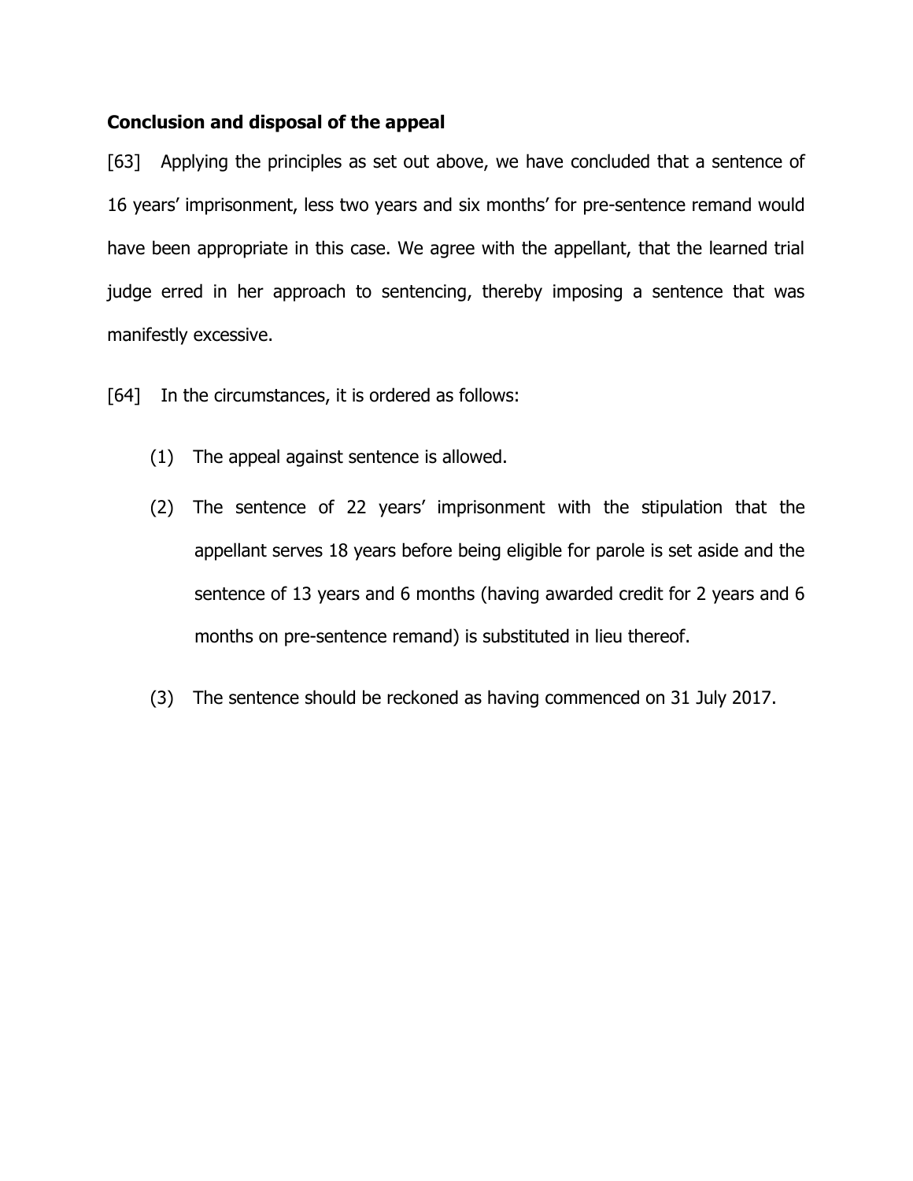**Conclusion and disposal of the appeal**

[63] Applying the principles as set out above, we have concluded that a sentence of 16 years' imprisonment, less two years and six months' for pre-sentence remand would have been appropriate in this case. We agree with the appellant, that the learned trial judge erred in her approach to sentencing, thereby imposing a sentence that was manifestly excessive.

[64] In the circumstances, it is ordered as follows:

(1) The appeal against sentence is allowed.

(2) The sentence of 22 years' imprisonment with the stipulation that the appellant serves 18 years before being eligible for parole is set aside and the sentence of 13 years and 6 months (having awarded credit for 2 years and 6 months on pre-sentence remand) is substituted in lieu thereof.

(3) The sentence should be reckoned as having commenced on 31 July 2017.